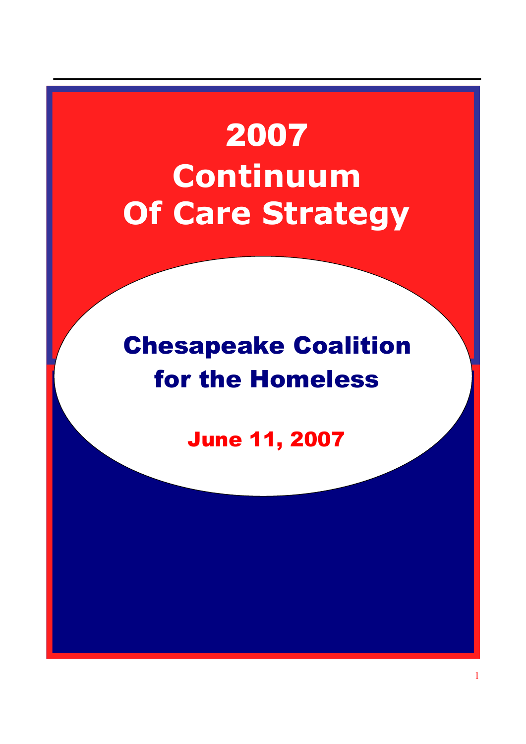# 2007 Continuum Of Care Strategy

## Chesapeake Coalition for the Homeless

**June 11, 2007**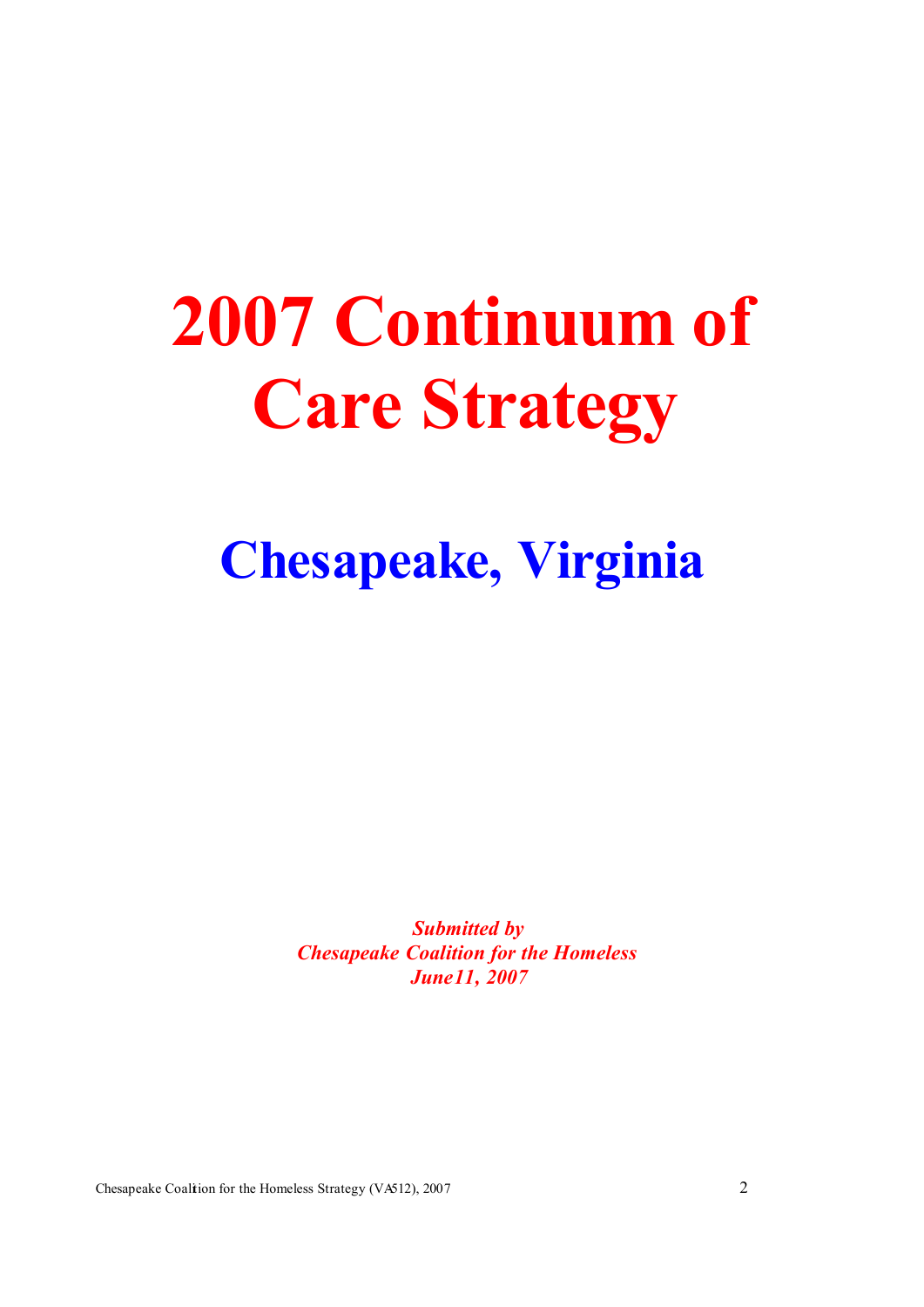# 2007 Continuum of Care Strategy

## Chesapeake, Virginia

***Submitted by***
***Chesapeake Coalition for the Homeless***
***June11, 2007***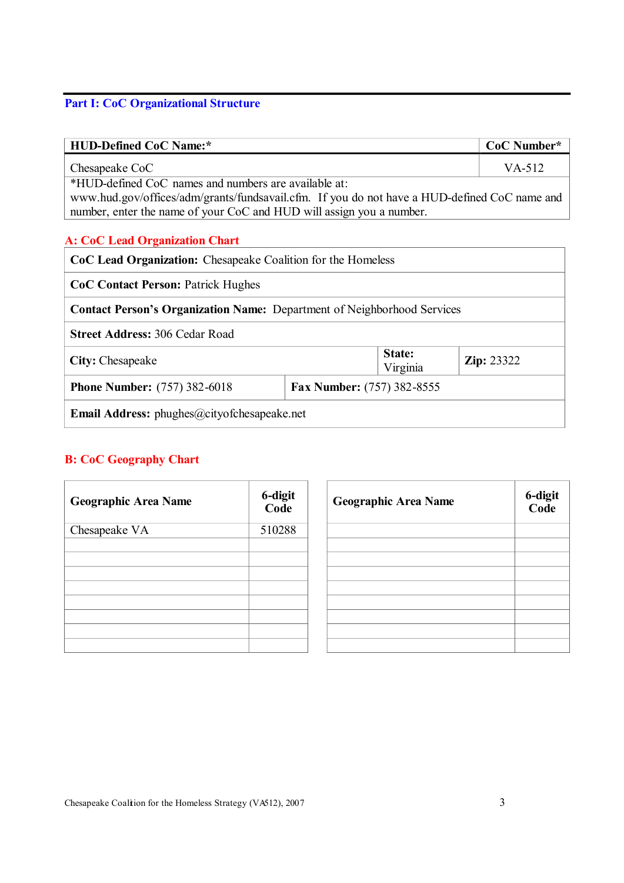## Part I: CoC Organizational Structure

| HUD-Defined CoC Name:* | CoC Number* |
|---|---|
| Chesapeake CoC | VA-512 |
| *HUD-defined CoC names and numbers are available at: www.hud.gov/offices/adm/grants/fundsavail.cfm. If you do not have a HUD-defined CoC name and number, enter the name of your CoC and HUD will assign you a number. | |

### A: CoC Lead Organization Chart

| | | |
|---|---|---|
| **CoC Lead Organization:** Chesapeake Coalition for the Homeless | | |
| **CoC Contact Person:** Patrick Hughes | | |
| **Contact Person's Organization Name:** Department of Neighborhood Services | | |
| **Street Address:** 306 Cedar Road | | |
| **City:** Chesapeake | **State:** Virginia | **Zip:** 23322 |
| **Phone Number:** (757) 382-6018 | **Fax Number:** (757) 382-8555 | |
| **Email Address:** phughes@cityofchesapeake.net | | |

### B: CoC Geography Chart

| Geographic Area Name | 6-digit Code | Geographic Area Name | 6-digit Code |
|---|---|---|---|
| Chesapeake VA | 510288 | | |
| | | | |
| | | | |
| | | | |
| | | | |
| | | | |
| | | | |
| | | | |
| | | | |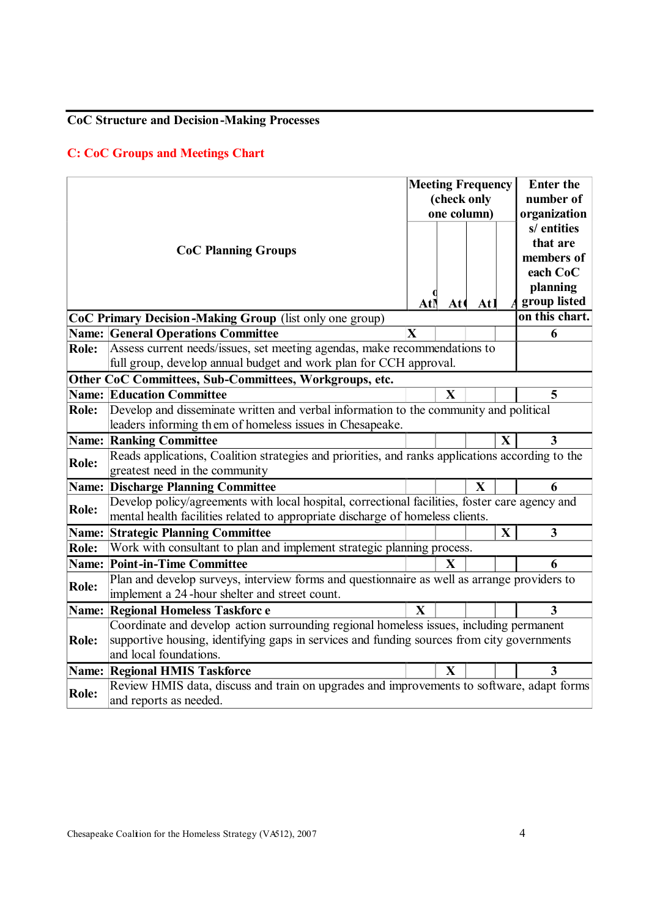**CoC Structure and Decision-Making Processes**

## C: CoC Groups and Meetings Chart

| CoC Planning Groups | | Meeting Frequency (check only one column) | | | | Enter the number of organizations/ entities that are members of each CoC planning group listed on this chart. |
|---|---|---|---|---|---|---|
| | | At | At | At | A | |
| **CoC Primary Decision-Making Group** (list only one group) | | | | | | |
| **Name:** | **General Operations Committee** | X | | | | 6 |
| **Role:** | Assess current needs/issues, set meeting agendas, make recommendations to full group, develop annual budget and work plan for CCH approval. | | | | | |
| **Other CoC Committees, Sub-Committees, Workgroups, etc.** | | | | | | |
| **Name:** | **Education Committee** | | X | | | 5 |
| **Role:** | Develop and disseminate written and verbal information to the community and political leaders informing them of homeless issues in Chesapeake. | | | | | |
| **Name:** | **Ranking Committee** | | | | X | 3 |
| **Role:** | Reads applications, Coalition strategies and priorities, and ranks applications according to the greatest need in the community | | | | | |
| **Name:** | **Discharge Planning Committee** | | | X | | 6 |
| **Role:** | Develop policy/agreements with local hospital, correctional facilities, foster care agency and mental health facilities related to appropriate discharge of homeless clients. | | | | | |
| **Name:** | **Strategic Planning Committee** | | | | X | 3 |
| **Role:** | Work with consultant to plan and implement strategic planning process. | | | | | |
| **Name:** | **Point-in-Time Committee** | | X | | | 6 |
| **Role:** | Plan and develop surveys, interview forms and questionnaire as well as arrange providers to implement a 24-hour shelter and street count. | | | | | |
| **Name:** | **Regional Homeless Taskforce** | X | | | | 3 |
| **Role:** | Coordinate and develop action surrounding regional homeless issues, including permanent supportive housing, identifying gaps in services and funding sources from city governments and local foundations. | | | | | |
| **Name:** | **Regional HMIS Taskforce** | | X | | | 3 |
| **Role:** | Review HMIS data, discuss and train on upgrades and improvements to software, adapt forms and reports as needed. | | | | | |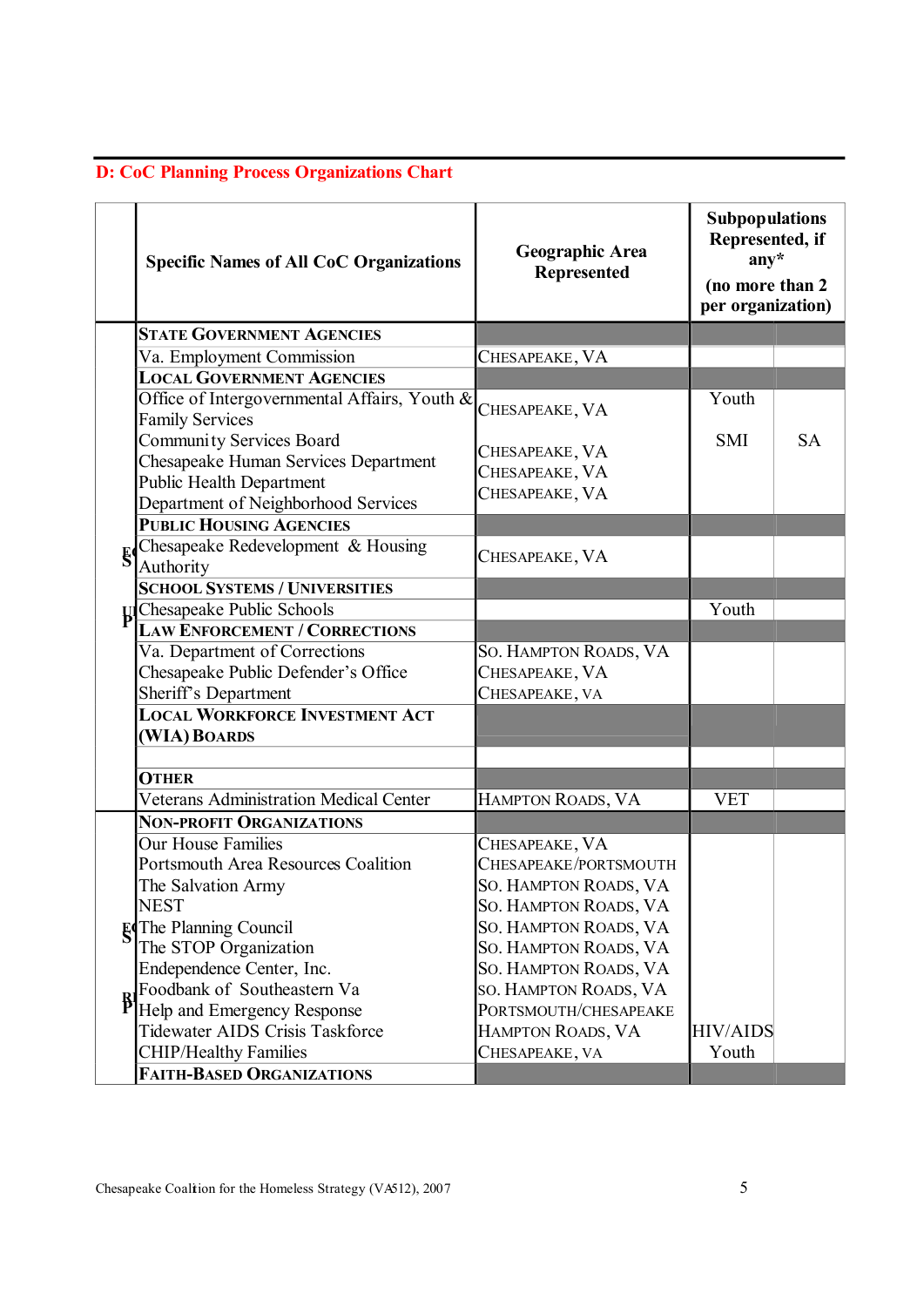## D: CoC Planning Process Organizations Chart

| | Specific Names of All CoC Organizations | Geographic Area Represented | Subpopulations Represented, if any* (no more than 2 per organization) | |
|---|---|---|---|---|
| | **STATE GOVERNMENT AGENCIES** | | | |
| | Va. Employment Commission | CHESAPEAKE, VA | | |
| | **LOCAL GOVERNMENT AGENCIES** | | | |
| | Office of Intergovernmental Affairs, Youth & Family Services | CHESAPEAKE, VA | Youth | |
| | Community Services Board | CHESAPEAKE, VA | SMI | SA |
| | Chesapeake Human Services Department | CHESAPEAKE, VA | | |
| | Public Health Department | CHESAPEAKE, VA | | |
| | Department of Neighborhood Services | | | |
| | **PUBLIC HOUSING AGENCIES** | | | |
| | Chesapeake Redevelopment & Housing Authority | CHESAPEAKE, VA | | |
| | **SCHOOL SYSTEMS / UNIVERSITIES** | | | |
| | Chesapeake Public Schools | | Youth | |
| | **LAW ENFORCEMENT / CORRECTIONS** | | | |
| | Va. Department of Corrections | SO. HAMPTON ROADS, VA | | |
| | Chesapeake Public Defender's Office | CHESAPEAKE, VA | | |
| | Sheriff's Department | CHESAPEAKE, VA | | |
| | **LOCAL WORKFORCE INVESTMENT ACT (WIA) BOARDS** | | | |
| | | | | |
| | **OTHER** | | | |
| | Veterans Administration Medical Center | HAMPTON ROADS, VA | VET | |
| | **NON-PROFIT ORGANIZATIONS** | | | |
| | Our House Families | CHESAPEAKE, VA | | |
| | Portsmouth Area Resources Coalition | CHESAPEAKE/PORTSMOUTH | | |
| | The Salvation Army | SO. HAMPTON ROADS, VA | | |
| | NEST | SO. HAMPTON ROADS, VA | | |
| | The Planning Council | SO. HAMPTON ROADS, VA | | |
| | The STOP Organization | SO. HAMPTON ROADS, VA | | |
| | Endependence Center, Inc. | SO. HAMPTON ROADS, VA | | |
| | Foodbank of Southeastern Va | SO. HAMPTON ROADS, VA | | |
| | Help and Emergency Response | PORTSMOUTH/CHESAPEAKE | | |
| | Tidewater AIDS Crisis Taskforce | HAMPTON ROADS, VA | HIV/AIDS | |
| | CHIP/Healthy Families | CHESAPEAKE, VA | Youth | |
| | **FAITH-BASED ORGANIZATIONS** | | | |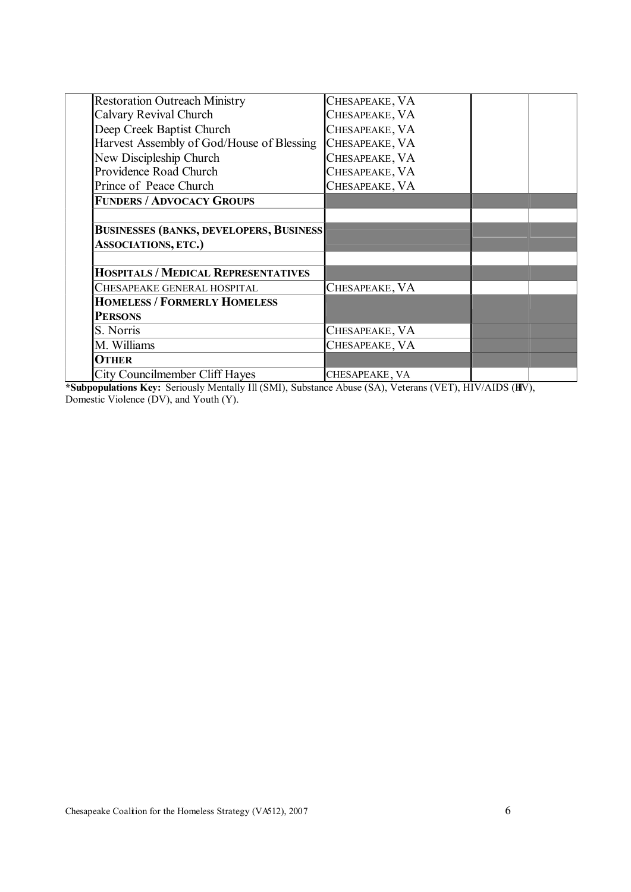| | | | | |
|---|---|---|---|---|
| | Restoration Outreach Ministry | CHESAPEAKE, VA | | |
| | Calvary Revival Church | CHESAPEAKE, VA | | |
| | Deep Creek Baptist Church | CHESAPEAKE, VA | | |
| | Harvest Assembly of God/House of Blessing | CHESAPEAKE, VA | | |
| | New Discipleship Church | CHESAPEAKE, VA | | |
| | Providence Road Church | CHESAPEAKE, VA | | |
| | Prince of Peace Church | CHESAPEAKE, VA | | |
| | **FUNDERS / ADVOCACY GROUPS** | | | |
| | | | | |
| | **BUSINESSES (BANKS, DEVELOPERS, BUSINESS ASSOCIATIONS, ETC.)** | | | |
| | | | | |
| | **HOSPITALS / MEDICAL REPRESENTATIVES** | | | |
| | CHESAPEAKE GENERAL HOSPITAL | CHESAPEAKE, VA | | |
| | **HOMELESS / FORMERLY HOMELESS PERSONS** | | | |
| | S. Norris | CHESAPEAKE, VA | | |
| | M. Williams | CHESAPEAKE, VA | | |
| | **OTHER** | | | |
| | City Councilmember Cliff Hayes | CHESAPEAKE, VA | | |

**\*Subpopulations Key:** Seriously Mentally Ill (SMI), Substance Abuse (SA), Veterans (VET), HIV/AIDS (HIV), Domestic Violence (DV), and Youth (Y).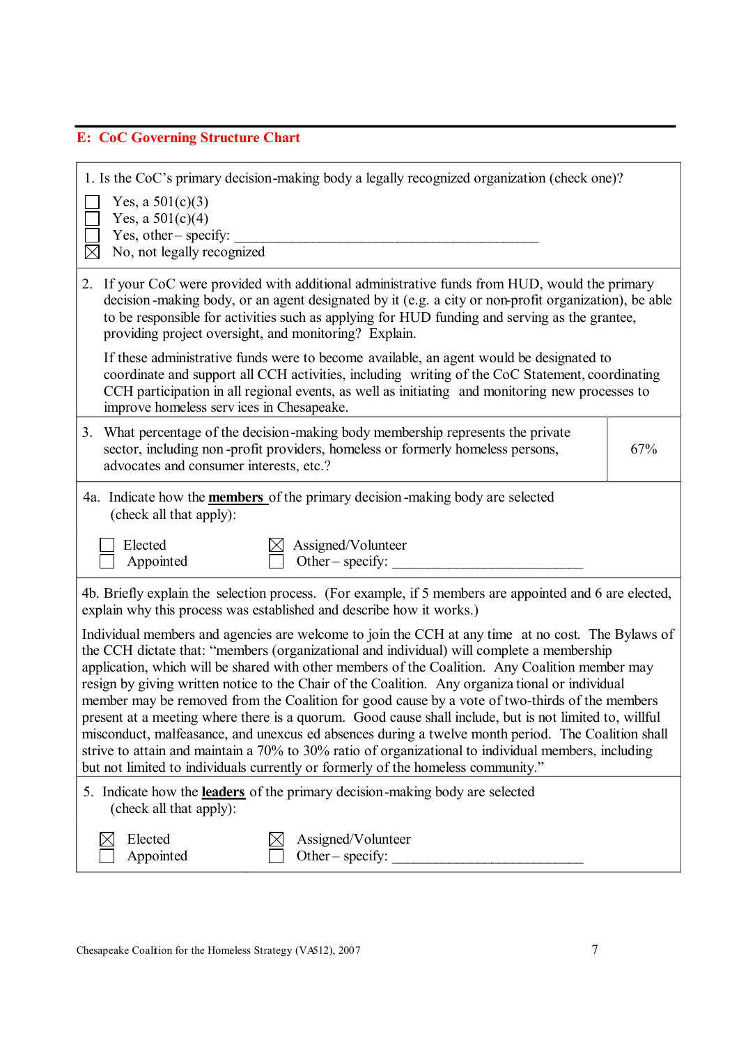## E: CoC Governing Structure Chart

1. Is the CoC's primary decision-making body a legally recognized organization (check one)?

- ☐ Yes, a 501(c)(3)
- ☐ Yes, a 501(c)(4)
- ☐ Yes, other – specify: ____________________________________________
- ☒ No, not legally recognized

2. If your CoC were provided with additional administrative funds from HUD, would the primary decision-making body, or an agent designated by it (e.g. a city or non-profit organization), be able to be responsible for activities such as applying for HUD funding and serving as the grantee, providing project oversight, and monitoring? Explain.

   If these administrative funds were to become available, an agent would be designated to coordinate and support all CCH activities, including writing of the CoC Statement, coordinating CCH participation in all regional events, as well as initiating and monitoring new processes to improve homeless services in Chesapeake.

| 3. What percentage of the decision-making body membership represents the private sector, including non-profit providers, homeless or formerly homeless persons, advocates and consumer interests, etc.? | 67% |
|---|---|

4a. Indicate how the **members** of the primary decision-making body are selected (check all that apply):

- ☐ Elected
- ☐ Appointed
- ☒ Assigned/Volunteer
- ☐ Other – specify: ___________________________

4b. Briefly explain the selection process. (For example, if 5 members are appointed and 6 are elected, explain why this process was established and describe how it works.)

Individual members and agencies are welcome to join the CCH at any time at no cost. The Bylaws of the CCH dictate that: "members (organizational and individual) will complete a membership application, which will be shared with other members of the Coalition. Any Coalition member may resign by giving written notice to the Chair of the Coalition. Any organizational or individual member may be removed from the Coalition for good cause by a vote of two-thirds of the members present at a meeting where there is a quorum. Good cause shall include, but is not limited to, willful misconduct, malfeasance, and unexcused absences during a twelve month period. The Coalition shall strive to attain and maintain a 70% to 30% ratio of organizational to individual members, including but not limited to individuals currently or formerly of the homeless community."

5. Indicate how the **leaders** of the primary decision-making body are selected (check all that apply):

- ☒ Elected
- ☐ Appointed
- ☒ Assigned/Volunteer
- ☐ Other – specify: ___________________________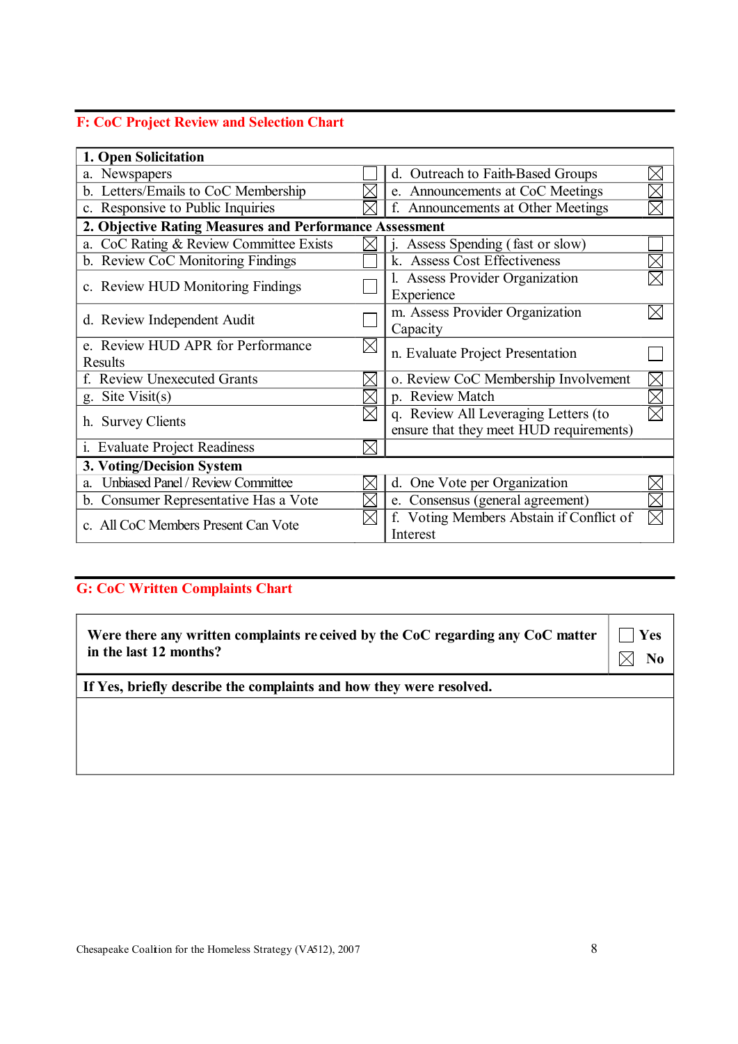## F: CoC Project Review and Selection Chart

| **1. Open Solicitation** | | | |
|---|---|---|---|
| a. Newspapers | ☐ | d. Outreach to Faith-Based Groups | ☒ |
| b. Letters/Emails to CoC Membership | ☒ | e. Announcements at CoC Meetings | ☒ |
| c. Responsive to Public Inquiries | ☒ | f. Announcements at Other Meetings | ☒ |
| **2. Objective Rating Measures and Performance Assessment** | | | |
| a. CoC Rating & Review Committee Exists | ☒ | j. Assess Spending ( fast or slow) | ☐ |
| b. Review CoC Monitoring Findings | ☐ | k. Assess Cost Effectiveness | ☒ |
| c. Review HUD Monitoring Findings | ☐ | l. Assess Provider Organization Experience | ☒ |
| d. Review Independent Audit | ☐ | m. Assess Provider Organization Capacity | ☒ |
| e. Review HUD APR for Performance Results | ☒ | n. Evaluate Project Presentation | ☐ |
| f. Review Unexecuted Grants | ☒ | o. Review CoC Membership Involvement | ☒ |
| g. Site Visit(s) | ☒ | p. Review Match | ☒ |
| h. Survey Clients | ☒ | q. Review All Leveraging Letters (to ensure that they meet HUD requirements) | ☒ |
| i. Evaluate Project Readiness | ☒ | | |
| **3. Voting/Decision System** | | | |
| a. Unbiased Panel / Review Committee | ☒ | d. One Vote per Organization | ☒ |
| b. Consumer Representative Has a Vote | ☒ | e. Consensus (general agreement) | ☒ |
| c. All CoC Members Present Can Vote | ☒ | f. Voting Members Abstain if Conflict of Interest | ☒ |

## G: CoC Written Complaints Chart

| **Were there any written complaints received by the CoC regarding any CoC matter in the last 12 months?** | ☐ **Yes** ☒ **No** |
|---|---|
| **If Yes, briefly describe the complaints and how they were resolved.** | |
| | |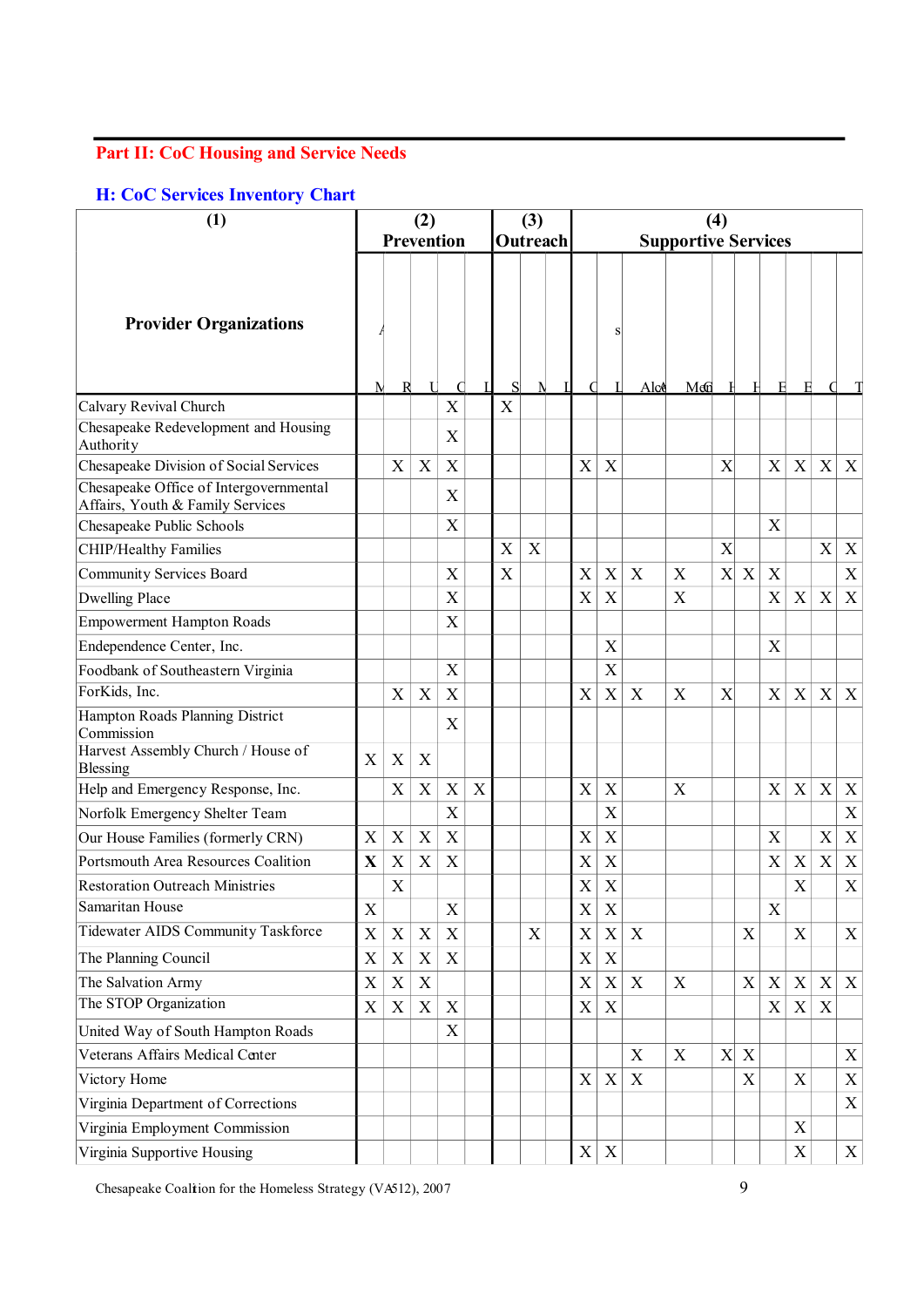## Part II: CoC Housing and Service Needs

### H: CoC Services Inventory Chart

| (1) Provider Organizations | (2) Prevention | | | | | (3) Outreach | | | (4) Supportive Services | | | | | | | | | |
|---|---|---|---|---|---|---|---|---|---|---|---|---|---|---|---|---|---|---|
| | M | R | U | C | L | S | M | L | C | L | Alc | Me | H | H | E | E | C | T |
| Calvary Revival Church | | | | X | | X | | | | | | | | | | | | |
| Chesapeake Redevelopment and Housing Authority | | | | X | | | | | | | | | | | | | | |
| Chesapeake Division of Social Services | | X | X | X | | | | | X | X | | | X | | X | X | X | X |
| Chesapeake Office of Intergovernmental Affairs, Youth & Family Services | | | | X | | | | | | | | | | | | | | |
| Chesapeake Public Schools | | | | X | | | | | | | | | | | X | | | |
| CHIP/Healthy Families | | | | | | X | X | | | | | | X | | | | X | X |
| Community Services Board | | | | X | | X | | | X | X | X | X | X | X | X | | | X |
| Dwelling Place | | | | X | | | | | X | X | | X | | | X | X | X | X |
| Empowerment Hampton Roads | | | | X | | | | | | | | | | | | | | |
| Endependence Center, Inc. | | | | | | | | | | X | | | | | X | | | |
| Foodbank of Southeastern Virginia | | | | X | | | | | | X | | | | | | | | |
| ForKids, Inc. | | X | X | X | | | | | X | X | X | X | X | | X | X | X | X |
| Hampton Roads Planning District Commission | | | | X | | | | | | | | | | | | | | |
| Harvest Assembly Church / House of Blessing | X | X | X | | | | | | | | | | | | | | | |
| Help and Emergency Response, Inc. | | X | X | X | X | | | | X | X | | X | | | X | X | X | X |
| Norfolk Emergency Shelter Team | | | | X | | | | | | X | | | | | | | | X |
| Our House Families (formerly CRN) | X | X | X | X | | | | | X | X | | | | | X | | X | X |
| Portsmouth Area Resources Coalition | X | X | X | X | | | | | X | X | | | | | X | X | X | X |
| Restoration Outreach Ministries | | X | | | | | | | X | X | | | | | | X | | X |
| Samaritan House | X | | | X | | | | | X | X | | | | | X | | | |
| Tidewater AIDS Community Taskforce | X | X | X | X | | | X | | X | X | X | | | X | | X | | X |
| The Planning Council | X | X | X | X | | | | | X | X | | | | | | | | |
| The Salvation Army | X | X | X | | | | | | X | X | X | X | | X | X | X | X | X |
| The STOP Organization | X | X | X | X | | | | | X | X | | | | | X | X | X | |
| United Way of South Hampton Roads | | | | X | | | | | | | | | | | | | | |
| Veterans Affairs Medical Center | | | | | | | | | | | X | X | X | X | | | | X |
| Victory Home | | | | | | | | | X | X | X | | | X | | X | | X |
| Virginia Department of Corrections | | | | | | | | | | | | | | | | | | X |
| Virginia Employment Commission | | | | | | | | | | | | | | | | X | | |
| Virginia Supportive Housing | | | | | | | | | X | X | | | | | | X | | X |

Chesapeake Coalition for the Homeless Strategy (VA512), 2007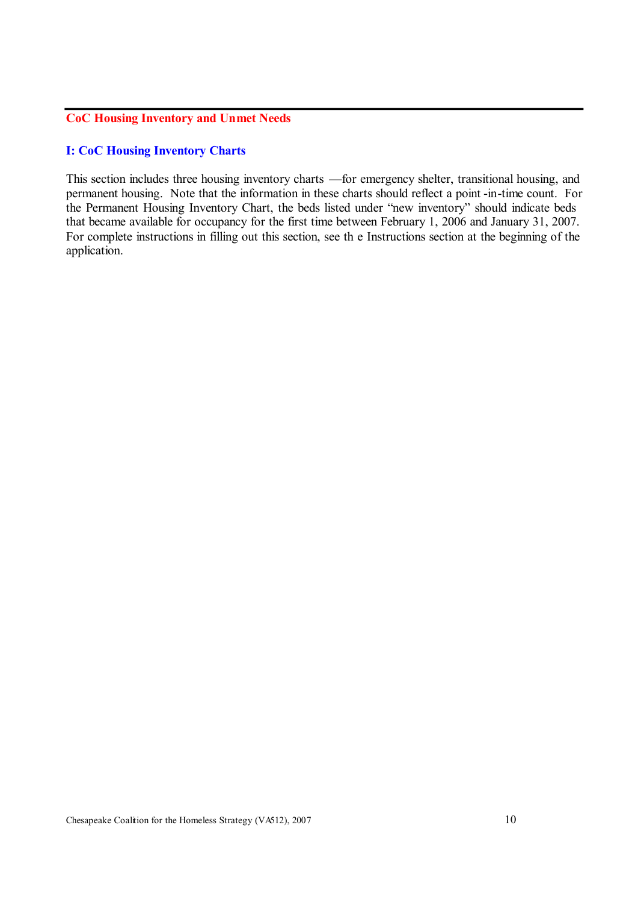## CoC Housing Inventory and Unmet Needs

### I: CoC Housing Inventory Charts

This section includes three housing inventory charts —for emergency shelter, transitional housing, and permanent housing. Note that the information in these charts should reflect a point-in-time count. For the Permanent Housing Inventory Chart, the beds listed under "new inventory" should indicate beds that became available for occupancy for the first time between February 1, 2006 and January 31, 2007. For complete instructions in filling out this section, see the Instructions section at the beginning of the application.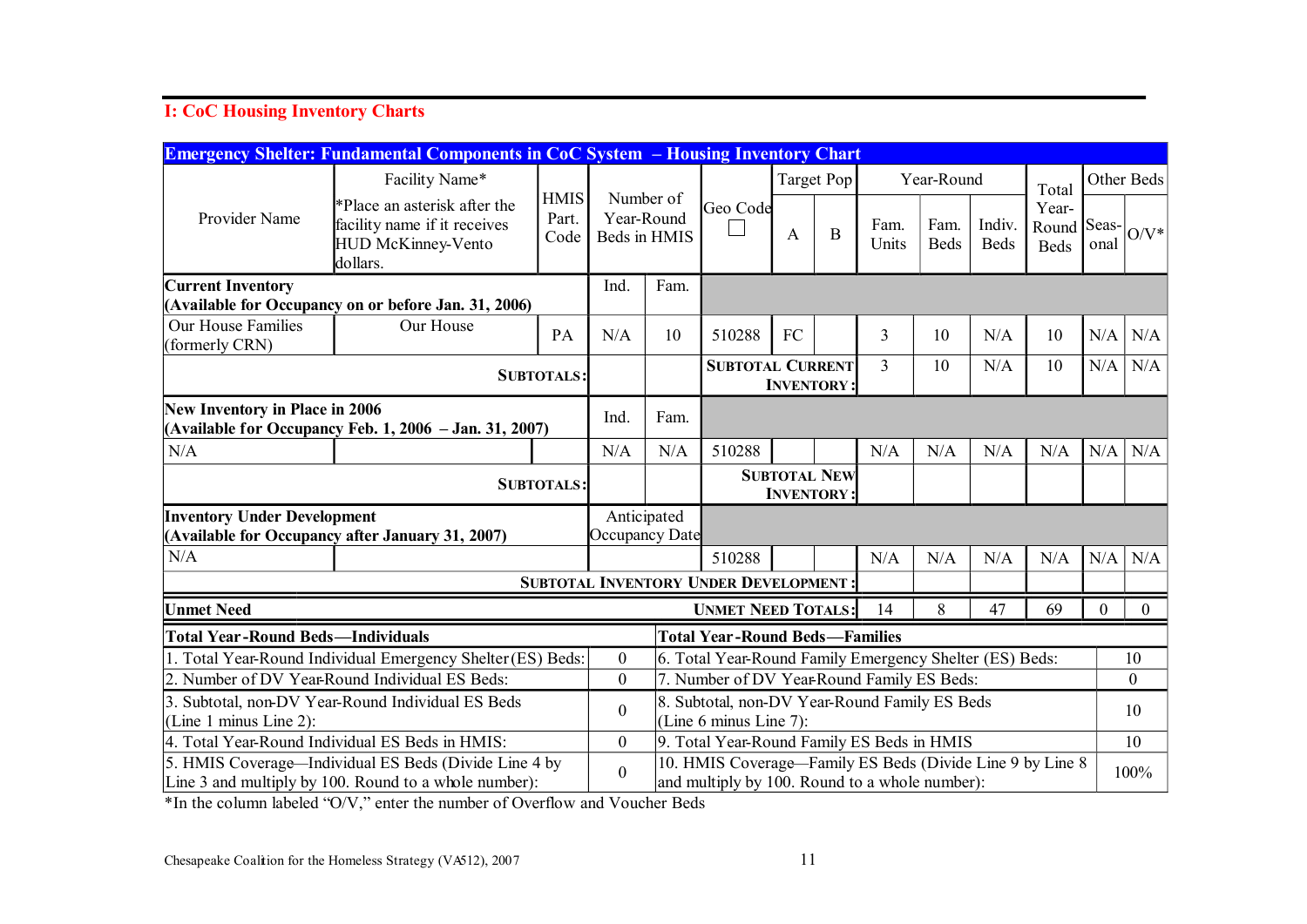## I: CoC Housing Inventory Charts

| Emergency Shelter: Fundamental Components in CoC System – Housing Inventory Chart | | | | | | | | | | | | | | |
|---|---|---|---|---|---|---|---|---|---|---|---|---|---|---|
| Provider Name | Facility Name* *Place an asterisk after the facility name if it receives HUD McKinney-Vento dollars. | HMIS Part. Code | Number of Year-Round Beds in HMIS | | Geo Code | Target Pop | | Year-Round | | | Total Year-Round Beds | Other Beds | |
| | | | | | | A | B | Fam. Units | Fam. Beds | Indiv. Beds | | Seas-onal | O/V* |
| **Current Inventory (Available for Occupancy on or before Jan. 31, 2006)** | | | Ind. | Fam. | | | | | | | | | |
| Our House Families (formerly CRN) | Our House | PA | N/A | 10 | 510288 | FC | | 3 | 10 | N/A | 10 | N/A | N/A |
| | | **SUBTOTALS:** | | | **SUBTOTAL CURRENT INVENTORY:** | | | 3 | 10 | N/A | 10 | N/A | N/A |
| **New Inventory in Place in 2006 (Available for Occupancy Feb. 1, 2006 – Jan. 31, 2007)** | | | Ind. | Fam. | | | | | | | | | |
| N/A | | | N/A | N/A | 510288 | | | N/A | N/A | N/A | N/A | N/A | N/A |
| | | **SUBTOTALS:** | | | **SUBTOTAL NEW INVENTORY:** | | | | | | | | |
| **Inventory Under Development (Available for Occupancy after January 31, 2007)** | | | Anticipated Occupancy Date | | | | | | | | | | |
| N/A | | | | | 510288 | | | N/A | N/A | N/A | N/A | N/A | N/A |
| | | | | | **SUBTOTAL INVENTORY UNDER DEVELOPMENT:** | | | | | | | | |
| **Unmet Need** | | | | | **UNMET NEED TOTALS:** | | | 14 | 8 | 47 | 69 | 0 | 0 |

| Total Year-Round Beds—Individuals | | Total Year-Round Beds—Families | |
|---|---|---|---|
| 1. Total Year-Round Individual Emergency Shelter (ES) Beds: | 0 | 6. Total Year-Round Family Emergency Shelter (ES) Beds: | 10 |
| 2. Number of DV Year-Round Individual ES Beds: | 0 | 7. Number of DV Year-Round Family ES Beds: | 0 |
| 3. Subtotal, non-DV Year-Round Individual ES Beds (Line 1 minus Line 2): | 0 | 8. Subtotal, non-DV Year-Round Family ES Beds (Line 6 minus Line 7): | 10 |
| 4. Total Year-Round Individual ES Beds in HMIS: | 0 | 9. Total Year-Round Family ES Beds in HMIS | 10 |
| 5. HMIS Coverage—Individual ES Beds (Divide Line 4 by Line 3 and multiply by 100. Round to a whole number): | 0 | 10. HMIS Coverage—Family ES Beds (Divide Line 9 by Line 8 and multiply by 100. Round to a whole number): | 100% |

*In the column labeled "O/V," enter the number of Overflow and Voucher Beds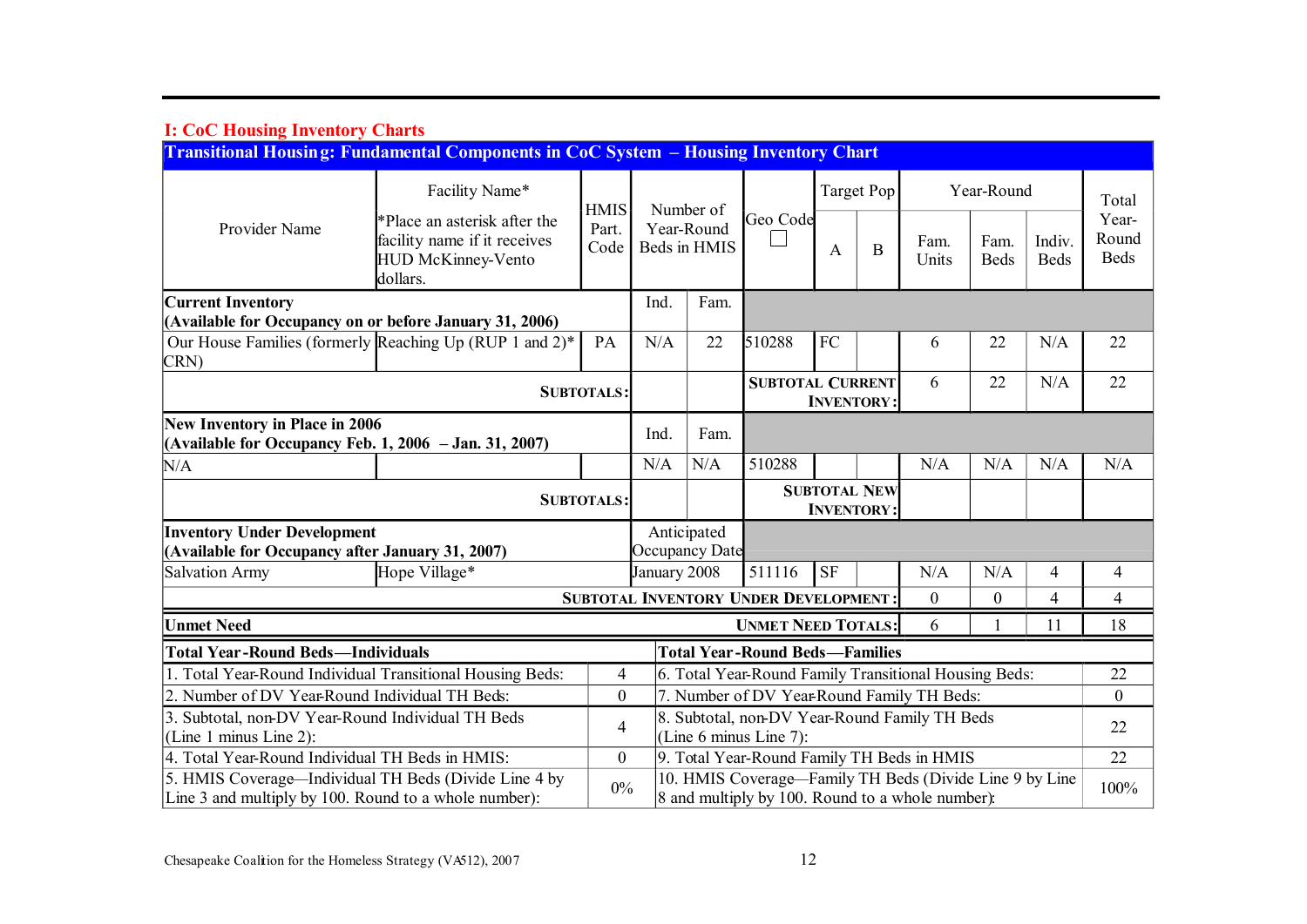## I: CoC Housing Inventory Charts

**Transitional Housing: Fundamental Components in CoC System – Housing Inventory Chart**

| Provider Name | Facility Name* *Place an asterisk after the facility name if it receives HUD McKinney-Vento dollars. | HMIS Part. Code | Number of Year-Round Beds in HMIS | | Geo Code ☐ | Target Pop | | Year-Round | | | Total Year-Round Beds |
|---|---|---|---|---|---|---|---|---|---|---|---|
| | | | | | | A | B | Fam. Units | Fam. Beds | Indiv. Beds | |
| **Current Inventory (Available for Occupancy on or before January 31, 2006)** | | | Ind. | Fam. | | | | | | | |
| Our House Families (formerly CRN) | Reaching Up (RUP 1 and 2)* | PA | N/A | 22 | 510288 | FC | | 6 | 22 | N/A | 22 |
| | | **SUBTOTALS:** | | | **SUBTOTAL CURRENT INVENTORY:** | | | 6 | 22 | N/A | 22 |
| **New Inventory in Place in 2006 (Available for Occupancy Feb. 1, 2006 – Jan. 31, 2007)** | | | Ind. | Fam. | | | | | | | |
| N/A | | | N/A | N/A | 510288 | | | N/A | N/A | N/A | N/A |
| | | **SUBTOTALS:** | | | **SUBTOTAL NEW INVENTORY:** | | | | | | |
| **Inventory Under Development (Available for Occupancy after January 31, 2007)** | | | Anticipated Occupancy Date | | | | | | | | |
| Salvation Army | Hope Village* | | January 2008 | | 511116 | SF | | N/A | N/A | 4 | 4 |
| | | | | | **SUBTOTAL INVENTORY UNDER DEVELOPMENT:** | | | 0 | 0 | 4 | 4 |
| **Unmet Need** | | | | | **UNMET NEED TOTALS:** | | | 6 | 1 | 11 | 18 |

| **Total Year-Round Beds—Individuals** | | **Total Year-Round Beds—Families** | |
|---|---|---|---|
| 1. Total Year-Round Individual Transitional Housing Beds: | 4 | 6. Total Year-Round Family Transitional Housing Beds: | 22 |
| 2. Number of DV Year-Round Individual TH Beds: | 0 | 7. Number of DV Year-Round Family TH Beds: | 0 |
| 3. Subtotal, non-DV Year-Round Individual TH Beds (Line 1 minus Line 2): | 4 | 8. Subtotal, non-DV Year-Round Family TH Beds (Line 6 minus Line 7): | 22 |
| 4. Total Year-Round Individual TH Beds in HMIS: | 0 | 9. Total Year-Round Family TH Beds in HMIS | 22 |
| 5. HMIS Coverage—Individual TH Beds (Divide Line 4 by Line 3 and multiply by 100. Round to a whole number): | 0% | 10. HMIS Coverage—Family TH Beds (Divide Line 9 by Line 8 and multiply by 100. Round to a whole number): | 100% |

Chesapeake Coalition for the Homeless Strategy (VA512), 2007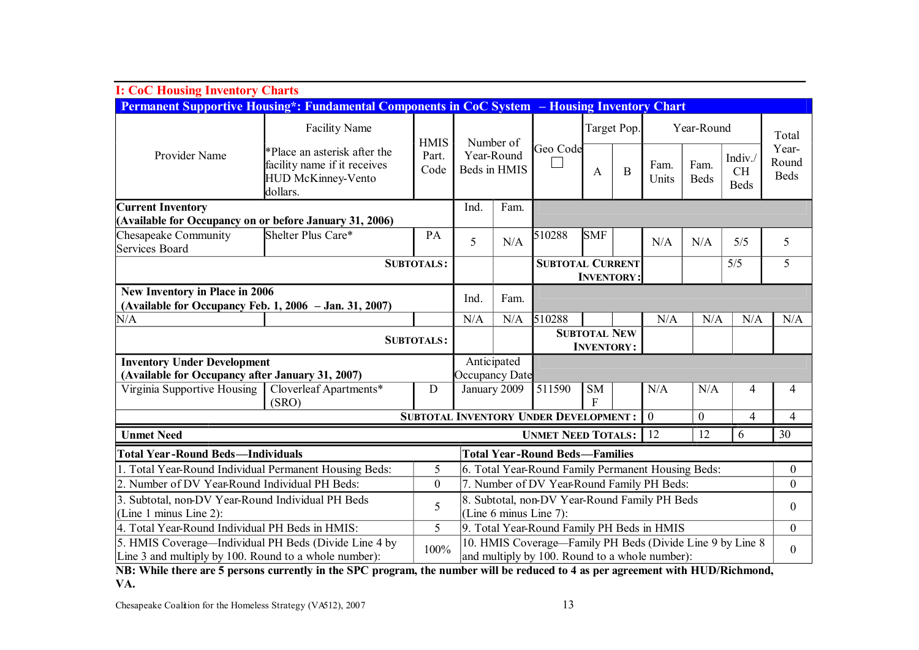## I: CoC Housing Inventory Charts

**Permanent Supportive Housing*: Fundamental Components in CoC System – Housing Inventory Chart**

| Provider Name | Facility Name *Place an asterisk after the facility name if it receives HUD McKinney-Vento dollars. | HMIS Part. Code | Number of Year-Round Beds in HMIS | | Geo Code ☐ | Target Pop. | | Year-Round | | | Total Year-Round Beds |
|---|---|---|---|---|---|---|---|---|---|---|---|
| | | | | | | A | B | Fam. Units | Fam. Beds | Indiv./ CH Beds | |
| **Current Inventory (Available for Occupancy on or before January 31, 2006)** | | | Ind. | Fam. | | | | | | | |
| Chesapeake Community Services Board | Shelter Plus Care* | PA | 5 | N/A | 510288 | SMF | | N/A | N/A | 5/5 | 5 |
| | | **SUBTOTALS:** | | | **SUBTOTAL CURRENT INVENTORY:** | | | | | 5/5 | 5 |
| **New Inventory in Place in 2006 (Available for Occupancy Feb. 1, 2006 – Jan. 31, 2007)** | | | Ind. | Fam. | | | | | | | |
| N/A | | | N/A | N/A | 510288 | | | N/A | N/A | N/A | N/A |
| | | **SUBTOTALS:** | | | **SUBTOTAL NEW INVENTORY:** | | | | | | |
| **Inventory Under Development (Available for Occupancy after January 31, 2007)** | | | Anticipated Occupancy Date | | | | | | | | |
| Virginia Supportive Housing | Cloverleaf Apartments* (SRO) | D | January 2009 | | 511590 | SMF | | N/A | N/A | 4 | 4 |
| | | | | | **SUBTOTAL INVENTORY UNDER DEVELOPMENT:** | | | 0 | 0 | 4 | 4 |
| **Unmet Need** | | | | | **UNMET NEED TOTALS:** | | | 12 | 12 | 6 | 30 |

| **Total Year-Round Beds—Individuals** | | **Total Year-Round Beds—Families** | |
|---|---|---|---|
| 1. Total Year-Round Individual Permanent Housing Beds: | 5 | 6. Total Year-Round Family Permanent Housing Beds: | 0 |
| 2. Number of DV Year-Round Individual PH Beds: | 0 | 7. Number of DV Year-Round Family PH Beds: | 0 |
| 3. Subtotal, non-DV Year-Round Individual PH Beds (Line 1 minus Line 2): | 5 | 8. Subtotal, non-DV Year-Round Family PH Beds (Line 6 minus Line 7): | 0 |
| 4. Total Year-Round Individual PH Beds in HMIS: | 5 | 9. Total Year-Round Family PH Beds in HMIS | 0 |
| 5. HMIS Coverage—Individual PH Beds (Divide Line 4 by Line 3 and multiply by 100. Round to a whole number): | 100% | 10. HMIS Coverage—Family PH Beds (Divide Line 9 by Line 8 and multiply by 100. Round to a whole number): | 0 |

**NB: While there are 5 persons currently in the SPC program, the number will be reduced to 4 as per agreement with HUD/Richmond, VA.**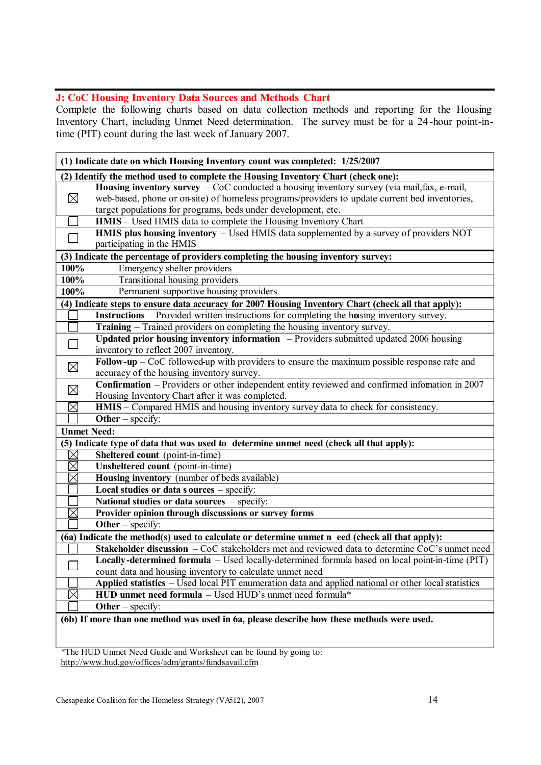## J: CoC Housing Inventory Data Sources and Methods Chart

Complete the following charts based on data collection methods and reporting for the Housing Inventory Chart, including Unmet Need determination. The survey must be for a 24-hour point-in-time (PIT) count during the last week of January 2007.

| **(1) Indicate date on which Housing Inventory count was completed: 1/25/2007** | |
|---|---|
| **(2) Identify the method used to complete the Housing Inventory Chart (check one):** | |
| ☒ | **Housing inventory survey** – CoC conducted a housing inventory survey (via mail, fax, e-mail, web-based, phone or on-site) of homeless programs/providers to update current bed inventories, target populations for programs, beds under development, etc. |
| ☐ | **HMIS** – Used HMIS data to complete the Housing Inventory Chart |
| ☐ | **HMIS plus housing inventory** – Used HMIS data supplemented by a survey of providers NOT participating in the HMIS |
| **(3) Indicate the percentage of providers completing the housing inventory survey:** | |
| **100%** | Emergency shelter providers |
| **100%** | Transitional housing providers |
| **100%** | Permanent supportive housing providers |
| **(4) Indicate steps to ensure data accuracy for 2007 Housing Inventory Chart (check all that apply):** | |
| ☐ | **Instructions** – Provided written instructions for completing the housing inventory survey. |
| ☐ | **Training** – Trained providers on completing the housing inventory survey. |
| ☐ | **Updated prior housing inventory information** – Providers submitted updated 2006 housing inventory to reflect 2007 inventory. |
| ☒ | **Follow-up** – CoC followed-up with providers to ensure the maximum possible response rate and accuracy of the housing inventory survey. |
| ☒ | **Confirmation** – Providers or other independent entity reviewed and confirmed information in 2007 Housing Inventory Chart after it was completed. |
| ☒ | **HMIS** – Compared HMIS and housing inventory survey data to check for consistency. |
| ☐ | **Other** – specify: |
| **Unmet Need:** | |
| **(5) Indicate type of data that was used to determine unmet need (check all that apply):** | |
| ☒ | **Sheltered count** (point-in-time) |
| ☒ | **Unsheltered count** (point-in-time) |
| ☒ | **Housing inventory** (number of beds available) |
| ☐ | **Local studies or data sources** – specify: |
| ☐ | **National studies or data sources** – specify: |
| ☒ | **Provider opinion through discussions or survey forms** |
| ☐ | **Other** – specify: |
| **(6a) Indicate the method(s) used to calculate or determine unmet need (check all that apply):** | |
| ☐ | **Stakeholder discussion** – CoC stakeholders met and reviewed data to determine CoC's unmet need |
| ☐ | **Locally-determined formula** – Used locally-determined formula based on local point-in-time (PIT) count data and housing inventory to calculate unmet need |
| ☐ | **Applied statistics** – Used local PIT enumeration data and applied national or other local statistics |
| ☒ | **HUD unmet need formula** – Used HUD's unmet need formula* |
| ☐ | **Other** – specify: |
| **(6b) If more than one method was used in 6a, please describe how these methods were used.** | |

*The HUD Unmet Need Guide and Worksheet can be found by going to: http://www.hud.gov/offices/adm/grants/fundsavail.cfm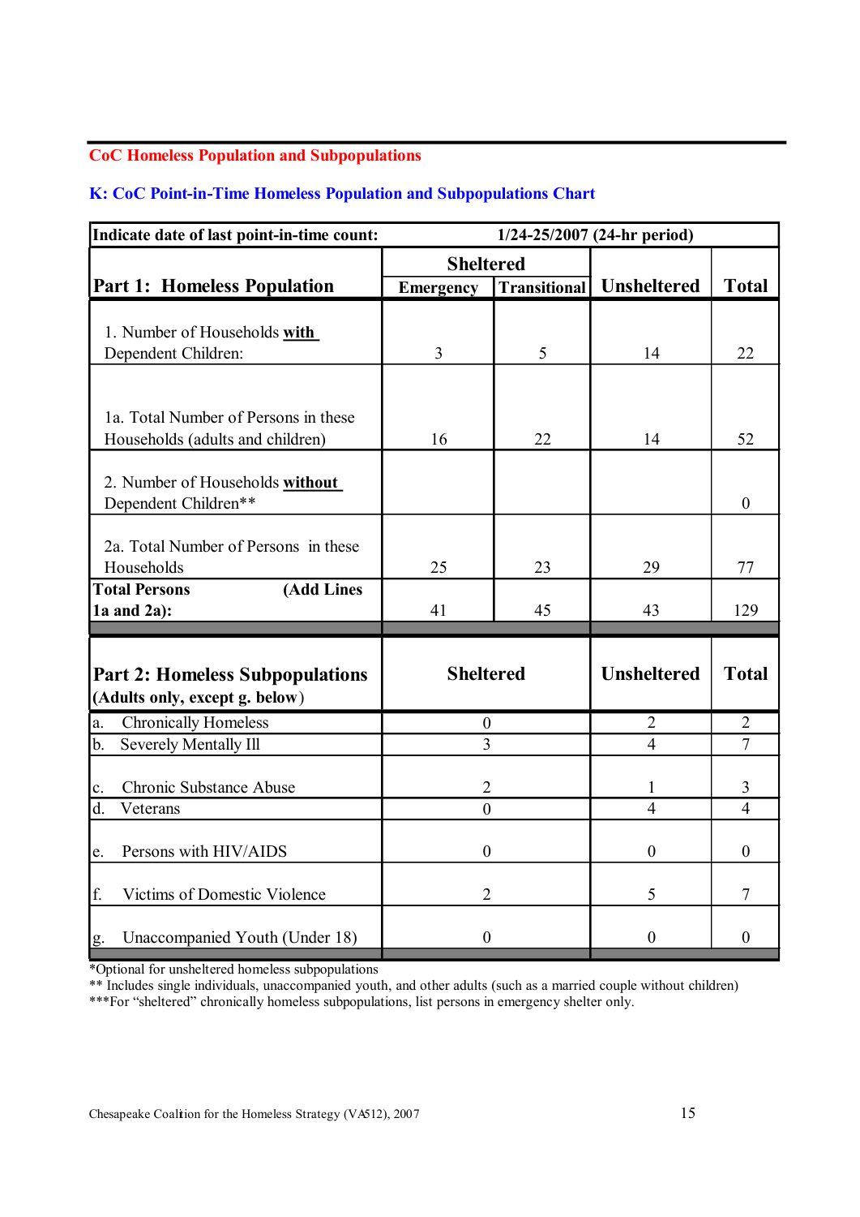## CoC Homeless Population and Subpopulations

### K: CoC Point-in-Time Homeless Population and Subpopulations Chart

| Indicate date of last point-in-time count: | 1/24-25/2007 (24-hr period) | | | |
|---|---|---|---|---|
| **Part 1: Homeless Population** | **Sheltered** | | **Unsheltered** | **Total** |
| | **Emergency** | **Transitional** | | |
| 1. Number of Households **with** Dependent Children: | 3 | 5 | 14 | 22 |
| 1a. Total Number of Persons in these Households (adults and children) | 16 | 22 | 14 | 52 |
| 2. Number of Households **without** Dependent Children** | | | | 0 |
| 2a. Total Number of Persons in these Households | 25 | 23 | 29 | 77 |
| **Total Persons (Add Lines 1a and 2a):** | 41 | 45 | 43 | 129 |

| **Part 2: Homeless Subpopulations** (Adults only, except g. below) | **Sheltered** | **Unsheltered** | **Total** |
|---|---|---|---|
| a. Chronically Homeless | 0 | 2 | 2 |
| b. Severely Mentally Ill | 3 | 4 | 7 |
| c. Chronic Substance Abuse | 2 | 1 | 3 |
| d. Veterans | 0 | 4 | 4 |
| e. Persons with HIV/AIDS | 0 | 0 | 0 |
| f. Victims of Domestic Violence | 2 | 5 | 7 |
| g. Unaccompanied Youth (Under 18) | 0 | 0 | 0 |

*Optional for unsheltered homeless subpopulations
** Includes single individuals, unaccompanied youth, and other adults (such as a married couple without children)
***For "sheltered" chronically homeless subpopulations, list persons in emergency shelter only.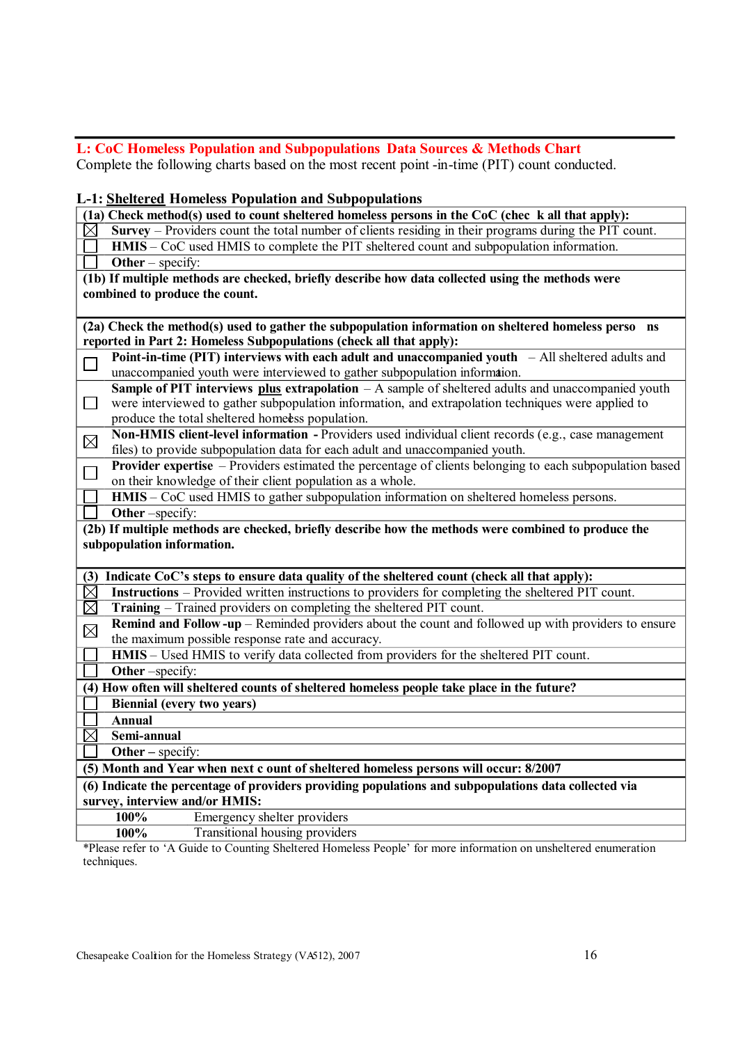## L: CoC Homeless Population and Subpopulations Data Sources & Methods Chart

Complete the following charts based on the most recent point-in-time (PIT) count conducted.

### L-1: Sheltered Homeless Population and Subpopulations

| | |
|---|---|
| **(1a) Check method(s) used to count sheltered homeless persons in the CoC (check all that apply):** | |
| ☒ | **Survey** – Providers count the total number of clients residing in their programs during the PIT count. |
| ☐ | **HMIS** – CoC used HMIS to complete the PIT sheltered count and subpopulation information. |
| ☐ | **Other** – specify: |
| **(1b) If multiple methods are checked, briefly describe how data collected using the methods were combined to produce the count.** | |
| **(2a) Check the method(s) used to gather the subpopulation information on sheltered homeless persons reported in Part 2: Homeless Subpopulations (check all that apply):** | |
| ☐ | **Point-in-time (PIT) interviews with each adult and unaccompanied youth** – All sheltered adults and unaccompanied youth were interviewed to gather subpopulation information. |
| ☐ | **Sample of PIT interviews plus extrapolation** – A sample of sheltered adults and unaccompanied youth were interviewed to gather subpopulation information, and extrapolation techniques were applied to produce the total sheltered homeless population. |
| ☒ | **Non-HMIS client-level information** - Providers used individual client records (e.g., case management files) to provide subpopulation data for each adult and unaccompanied youth. |
| ☐ | **Provider expertise** – Providers estimated the percentage of clients belonging to each subpopulation based on their knowledge of their client population as a whole. |
| ☐ | **HMIS** – CoC used HMIS to gather subpopulation information on sheltered homeless persons. |
| ☐ | **Other** –specify: |
| **(2b) If multiple methods are checked, briefly describe how the methods were combined to produce the subpopulation information.** | |
| **(3) Indicate CoC's steps to ensure data quality of the sheltered count (check all that apply):** | |
| ☒ | **Instructions** – Provided written instructions to providers for completing the sheltered PIT count. |
| ☒ | **Training** – Trained providers on completing the sheltered PIT count. |
| ☒ | **Remind and Follow-up** – Reminded providers about the count and followed up with providers to ensure the maximum possible response rate and accuracy. |
| ☐ | **HMIS** – Used HMIS to verify data collected from providers for the sheltered PIT count. |
| ☐ | **Other** –specify: |
| **(4) How often will sheltered counts of sheltered homeless people take place in the future?** | |
| ☐ | **Biennial (every two years)** |
| ☐ | **Annual** |
| ☒ | **Semi-annual** |
| ☐ | **Other** – specify: |
| **(5) Month and Year when next count of sheltered homeless persons will occur: 8/2007** | |
| **(6) Indicate the percentage of providers providing populations and subpopulations data collected via survey, interview and/or HMIS:** | |
| **100%** | Emergency shelter providers |
| **100%** | Transitional housing providers |

*Please refer to 'A Guide to Counting Sheltered Homeless People' for more information on unsheltered enumeration techniques.

Chesapeake Coalition for the Homeless Strategy (VA512), 2007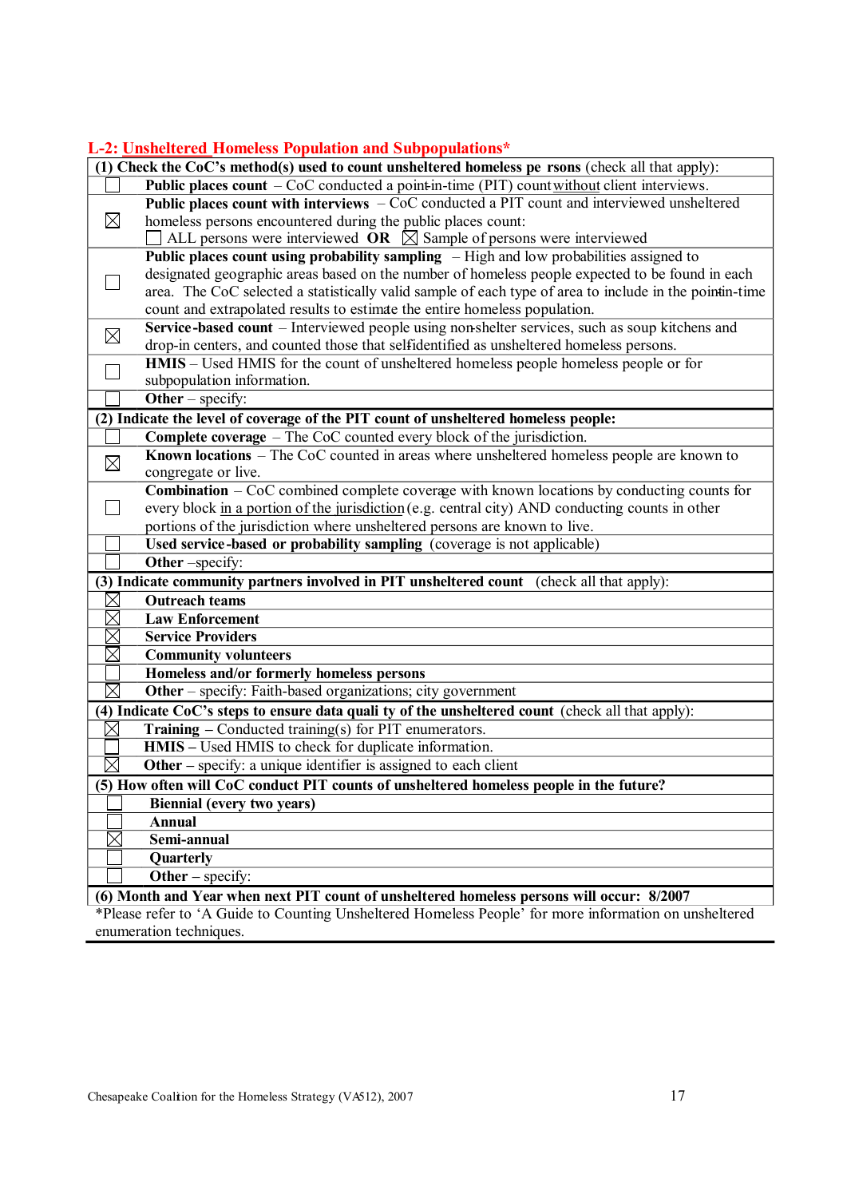## L-2: Unsheltered Homeless Population and Subpopulations*

| (1) Check the CoC's method(s) used to count unsheltered homeless persons (check all that apply): | |
|---|---|
| ☐ | **Public places count** – CoC conducted a point-in-time (PIT) count without client interviews. |
| ☒ | **Public places count with interviews** – CoC conducted a PIT count and interviewed unsheltered homeless persons encountered during the public places count: ☐ ALL persons were interviewed **OR** ☒ Sample of persons were interviewed |
| ☐ | **Public places count using probability sampling** – High and low probabilities assigned to designated geographic areas based on the number of homeless people expected to be found in each area. The CoC selected a statistically valid sample of each type of area to include in the point-in-time count and extrapolated results to estimate the entire homeless population. |
| ☒ | **Service-based count** – Interviewed people using non-shelter services, such as soup kitchens and drop-in centers, and counted those that self-identified as unsheltered homeless persons. |
| ☐ | **HMIS** – Used HMIS for the count of unsheltered homeless people homeless people or for subpopulation information. |
| ☐ | **Other** – specify: |
| **(2) Indicate the level of coverage of the PIT count of unsheltered homeless people:** | |
| ☐ | **Complete coverage** – The CoC counted every block of the jurisdiction. |
| ☒ | **Known locations** – The CoC counted in areas where unsheltered homeless people are known to congregate or live. |
| ☐ | **Combination** – CoC combined complete coverage with known locations by conducting counts for every block in a portion of the jurisdiction (e.g. central city) AND conducting counts in other portions of the jurisdiction where unsheltered persons are known to live. |
| ☐ | **Used service-based or probability sampling** (coverage is not applicable) |
| ☐ | **Other** –specify: |
| **(3) Indicate community partners involved in PIT unsheltered count** (check all that apply): | |
| ☒ | **Outreach teams** |
| ☒ | **Law Enforcement** |
| ☒ | **Service Providers** |
| ☒ | **Community volunteers** |
| ☐ | **Homeless and/or formerly homeless persons** |
| ☒ | **Other** – specify: Faith-based organizations; city government |
| **(4) Indicate CoC's steps to ensure data quality of the unsheltered count** (check all that apply): | |
| ☒ | **Training** – Conducted training(s) for PIT enumerators. |
| ☐ | **HMIS** – Used HMIS to check for duplicate information. |
| ☒ | **Other** – specify: a unique identifier is assigned to each client |
| **(5) How often will CoC conduct PIT counts of unsheltered homeless people in the future?** | |
| ☐ | **Biennial (every two years)** |
| ☐ | **Annual** |
| ☒ | **Semi-annual** |
| ☐ | **Quarterly** |
| ☐ | **Other** – specify: |
| **(6) Month and Year when next PIT count of unsheltered homeless persons will occur: 8/2007** | |

*Please refer to 'A Guide to Counting Unsheltered Homeless People' for more information on unsheltered enumeration techniques.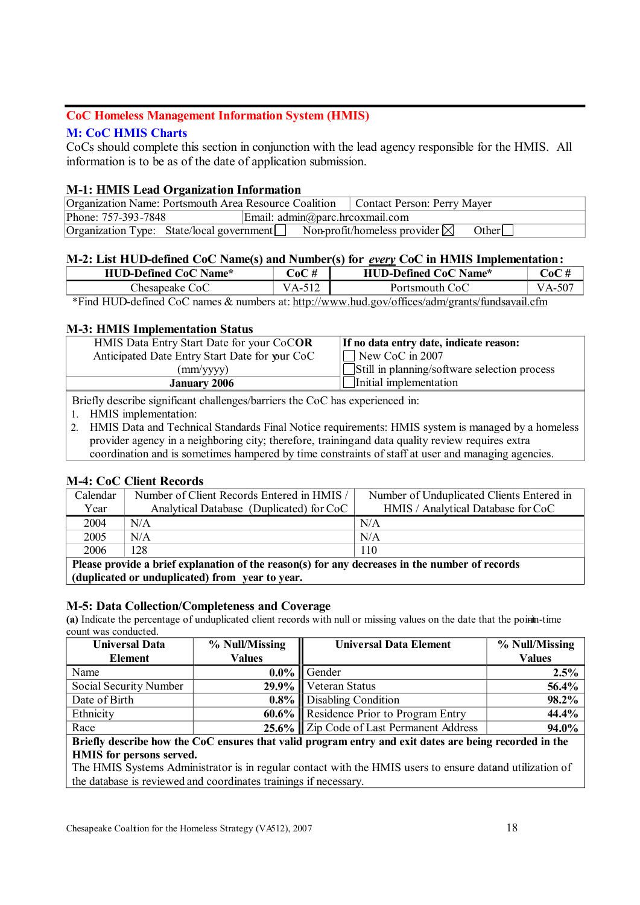## CoC Homeless Management Information System (HMIS)

### M: CoC HMIS Charts

CoCs should complete this section in conjunction with the lead agency responsible for the HMIS. All information is to be as of the date of application submission.

#### M-1: HMIS Lead Organization Information

| Organization Name: Portsmouth Area Resource Coalition | | Contact Person: Perry Mayer |
|---|---|---|
| Phone: 757-393-7848 | Email: admin@parc.hrcoxmail.com | |
| Organization Type: State/local government ☐ | Non-profit/homeless provider ☒ | Other ☐ |

#### M-2: List HUD-defined CoC Name(s) and Number(s) for *every* CoC in HMIS Implementation:

| HUD-Defined CoC Name* | CoC # | HUD-Defined CoC Name* | CoC # |
|---|---|---|---|
| Chesapeake CoC | VA-512 | Portsmouth CoC | VA-507 |

*Find HUD-defined CoC names & numbers at: http://www.hud.gov/offices/adm/grants/fundsavail.cfm

#### M-3: HMIS Implementation Status

| HMIS Data Entry Start Date for your CoC **OR** Anticipated Date Entry Start Date for your CoC (mm/yyyy) | **If no data entry date, indicate reason:** |
|---|---|
| **January 2006** | ☐ New CoC in 2007<br>☐ Still in planning/software selection process<br>☐ Initial implementation |

Briefly describe significant challenges/barriers the CoC has experienced in:

1. HMIS implementation:
2. HMIS Data and Technical Standards Final Notice requirements: HMIS system is managed by a homeless provider agency in a neighboring city; therefore, training and data quality review requires extra coordination and is sometimes hampered by time constraints of staff at user and managing agencies.

#### M-4: CoC Client Records

| Calendar Year | Number of Client Records Entered in HMIS / Analytical Database (Duplicated) for CoC | Number of Unduplicated Clients Entered in HMIS / Analytical Database for CoC |
|---|---|---|
| 2004 | N/A | N/A |
| 2005 | N/A | N/A |
| 2006 | 128 | 110 |

**Please provide a brief explanation of the reason(s) for any decreases in the number of records (duplicated or unduplicated) from year to year.**

#### M-5: Data Collection/Completeness and Coverage

**(a)** Indicate the percentage of unduplicated client records with null or missing values on the date that the point-in-time count was conducted.

| Universal Data Element | % Null/Missing Values | Universal Data Element | % Null/Missing Values |
|---|---|---|---|
| Name | 0.0% | Gender | 2.5% |
| Social Security Number | 29.9% | Veteran Status | 56.4% |
| Date of Birth | 0.8% | Disabling Condition | 98.2% |
| Ethnicity | 60.6% | Residence Prior to Program Entry | 44.4% |
| Race | 25.6% | Zip Code of Last Permanent Address | 94.0% |

**Briefly describe how the CoC ensures that valid program entry and exit dates are being recorded in the HMIS for persons served.**

The HMIS Systems Administrator is in regular contact with the HMIS users to ensure data and utilization of the database is reviewed and coordinates trainings if necessary.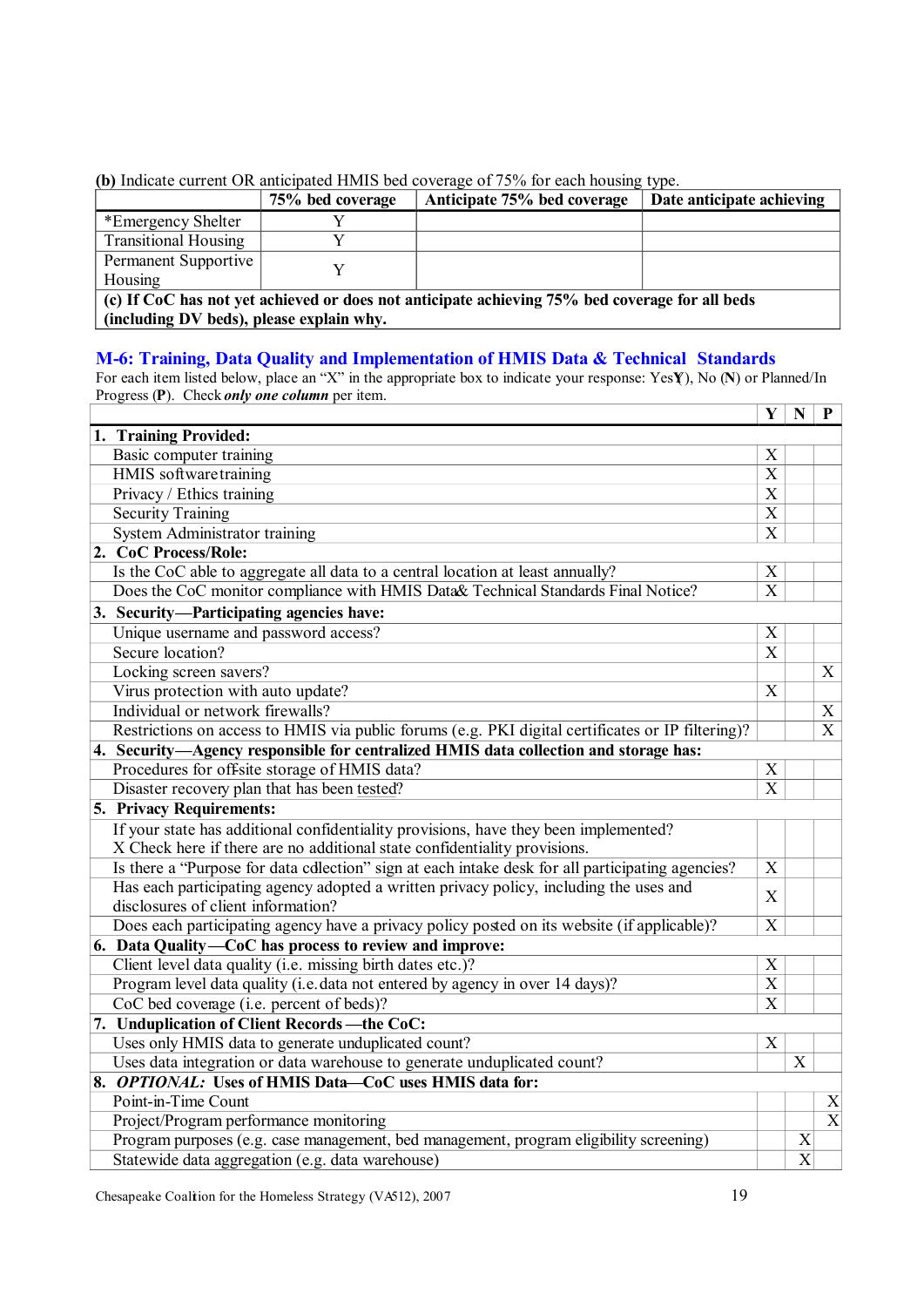**(b)** Indicate current OR anticipated HMIS bed coverage of 75% for each housing type.

| | 75% bed coverage | Anticipate 75% bed coverage | Date anticipate achieving |
|---|---|---|---|
| *Emergency Shelter | Y | | |
| Transitional Housing | Y | | |
| Permanent Supportive Housing | Y | | |
| **(c) If CoC has not yet achieved or does not anticipate achieving 75% bed coverage for all beds (including DV beds), please explain why.** | | | |

## M-6: Training, Data Quality and Implementation of HMIS Data & Technical Standards

For each item listed below, place an "X" in the appropriate box to indicate your response: Yes (**Y**), No (**N**) or Planned/In Progress (**P**). Check ***only one column*** per item.

| | Y | N | P |
|---|---|---|---|
| **1. Training Provided:** | | | |
| Basic computer training | X | | |
| HMIS software training | X | | |
| Privacy / Ethics training | X | | |
| Security Training | X | | |
| System Administrator training | X | | |
| **2. CoC Process/Role:** | | | |
| Is the CoC able to aggregate all data to a central location at least annually? | X | | |
| Does the CoC monitor compliance with HMIS Data& Technical Standards Final Notice? | X | | |
| **3. Security—Participating agencies have:** | | | |
| Unique username and password access? | X | | |
| Secure location? | X | | |
| Locking screen savers? | | | X |
| Virus protection with auto update? | X | | |
| Individual or network firewalls? | | | X |
| Restrictions on access to HMIS via public forums (e.g. PKI digital certificates or IP filtering)? | | | X |
| **4. Security—Agency responsible for centralized HMIS data collection and storage has:** | | | |
| Procedures for off-site storage of HMIS data? | X | | |
| Disaster recovery plan that has been tested? | X | | |
| **5. Privacy Requirements:** | | | |
| If your state has additional confidentiality provisions, have they been implemented? X Check here if there are no additional state confidentiality provisions. | | | |
| Is there a "Purpose for data collection" sign at each intake desk for all participating agencies? | X | | |
| Has each participating agency adopted a written privacy policy, including the uses and disclosures of client information? | X | | |
| Does each participating agency have a privacy policy posted on its website (if applicable)? | X | | |
| **6. Data Quality—CoC has process to review and improve:** | | | |
| Client level data quality (i.e. missing birth dates etc.)? | X | | |
| Program level data quality (i.e. data not entered by agency in over 14 days)? | X | | |
| CoC bed coverage (i.e. percent of beds)? | X | | |
| **7. Unduplication of Client Records—the CoC:** | | | |
| Uses only HMIS data to generate unduplicated count? | X | | |
| Uses data integration or data warehouse to generate unduplicated count? | | X | |
| **8. *OPTIONAL:* Uses of HMIS Data—CoC uses HMIS data for:** | | | |
| Point-in-Time Count | | | X |
| Project/Program performance monitoring | | | X |
| Program purposes (e.g. case management, bed management, program eligibility screening) | | X | |
| Statewide data aggregation (e.g. data warehouse) | | X | |

Chesapeake Coalition for the Homeless Strategy (VA512), 2007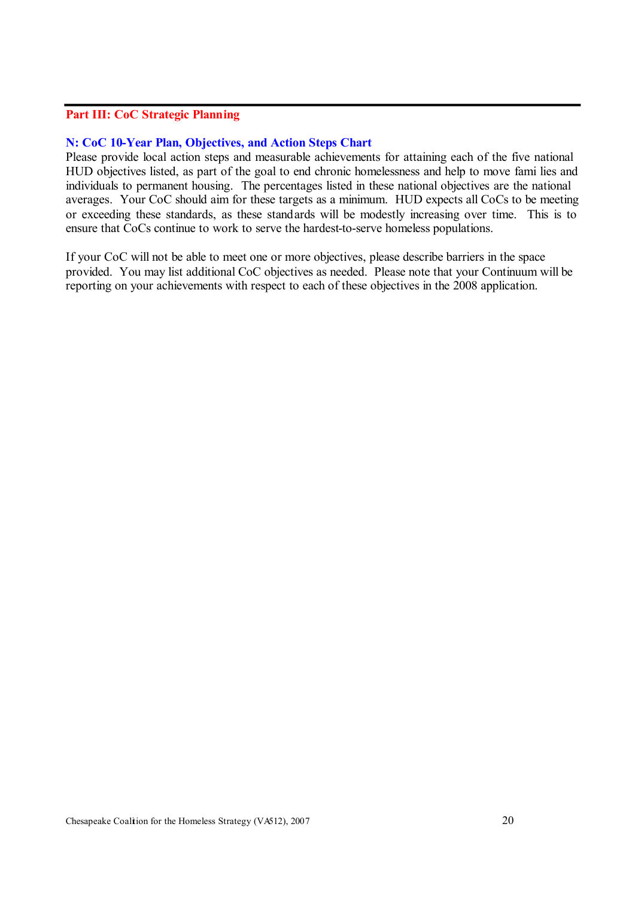## Part III: CoC Strategic Planning

### N: CoC 10-Year Plan, Objectives, and Action Steps Chart

Please provide local action steps and measurable achievements for attaining each of the five national HUD objectives listed, as part of the goal to end chronic homelessness and help to move families and individuals to permanent housing. The percentages listed in these national objectives are the national averages. Your CoC should aim for these targets as a minimum. HUD expects all CoCs to be meeting or exceeding these standards, as these standards will be modestly increasing over time. This is to ensure that CoCs continue to work to serve the hardest-to-serve homeless populations.

If your CoC will not be able to meet one or more objectives, please describe barriers in the space provided. You may list additional CoC objectives as needed. Please note that your Continuum will be reporting on your achievements with respect to each of these objectives in the 2008 application.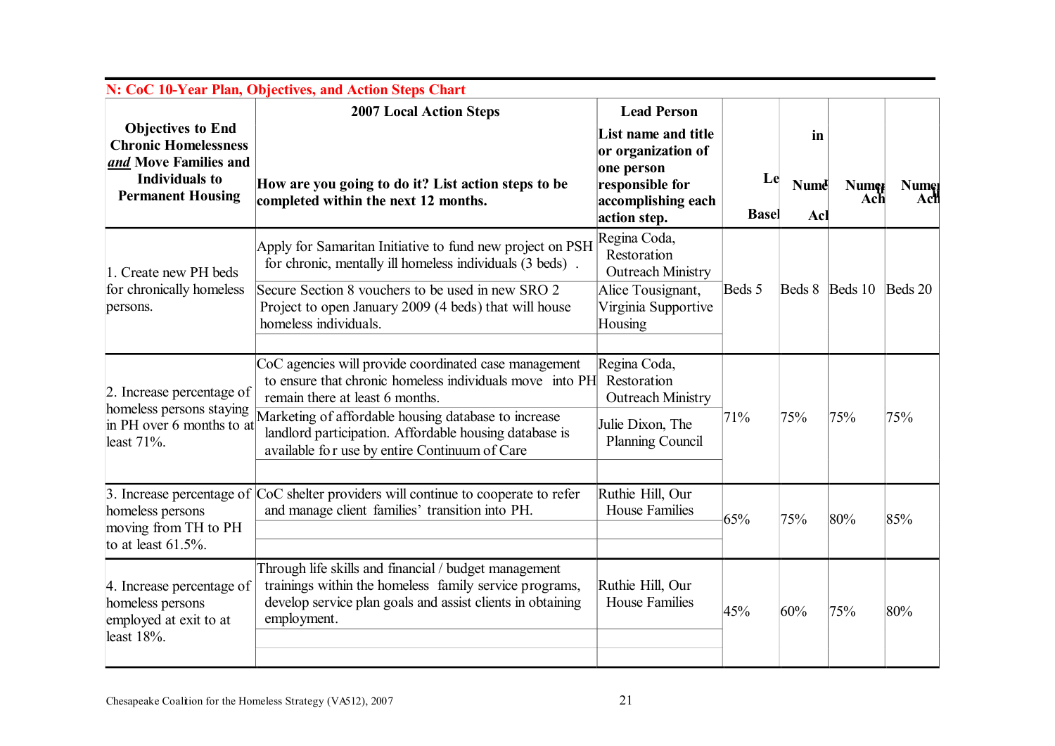## N: CoC 10-Year Plan, Objectives, and Action Steps Chart

| Objectives to End Chronic Homelessness ***and*** Move Families and Individuals to Permanent Housing | 2007 Local Action Steps<br>How are you going to do it? List action steps to be completed within the next 12 months. | Lead Person<br>List name and title or organization of one person responsible for accomplishing each action step. | Le<br>Basel | in<br>Numb<br>Acl | Numer<br>Ach | Numer<br>Ach |
|---|---|---|---|---|---|---|
| 1. Create new PH beds for chronically homeless persons. | Apply for Samaritan Initiative to fund new project on PSH for chronic, mentally ill homeless individuals (3 beds) . | Regina Coda, Restoration Outreach Ministry | Beds 5 | Beds 8 | Beds 10 | Beds 20 |
| | Secure Section 8 vouchers to be used in new SRO 2 Project to open January 2009 (4 beds) that will house homeless individuals. | Alice Tousignant, Virginia Supportive Housing | | | | |
| | | | | | | |
| 2. Increase percentage of homeless persons staying in PH over 6 months to at least 71%. | CoC agencies will provide coordinated case management to ensure that chronic homeless individuals move into PH remain there at least 6 months. | Regina Coda, Restoration Outreach Ministry | 71% | 75% | 75% | 75% |
| | Marketing of affordable housing database to increase landlord participation. Affordable housing database is available fo r use by entire Continuum of Care | Julie Dixon, The Planning Council | | | | |
| | | | | | | |
| 3. Increase percentage of homeless persons moving from TH to PH to at least 61.5%. | CoC shelter providers will continue to cooperate to refer and manage client families' transition into PH. | Ruthie Hill, Our House Families | 65% | 75% | 80% | 85% |
| | | | | | | |
| | | | | | | |
| 4. Increase percentage of homeless persons employed at exit to at least 18%. | Through life skills and financial / budget management trainings within the homeless family service programs, develop service plan goals and assist clients in obtaining employment. | Ruthie Hill, Our House Families | 45% | 60% | 75% | 80% |
| | | | | | | |
| | | | | | | |

Chesapeake Coalition for the Homeless Strategy (VA512), 2007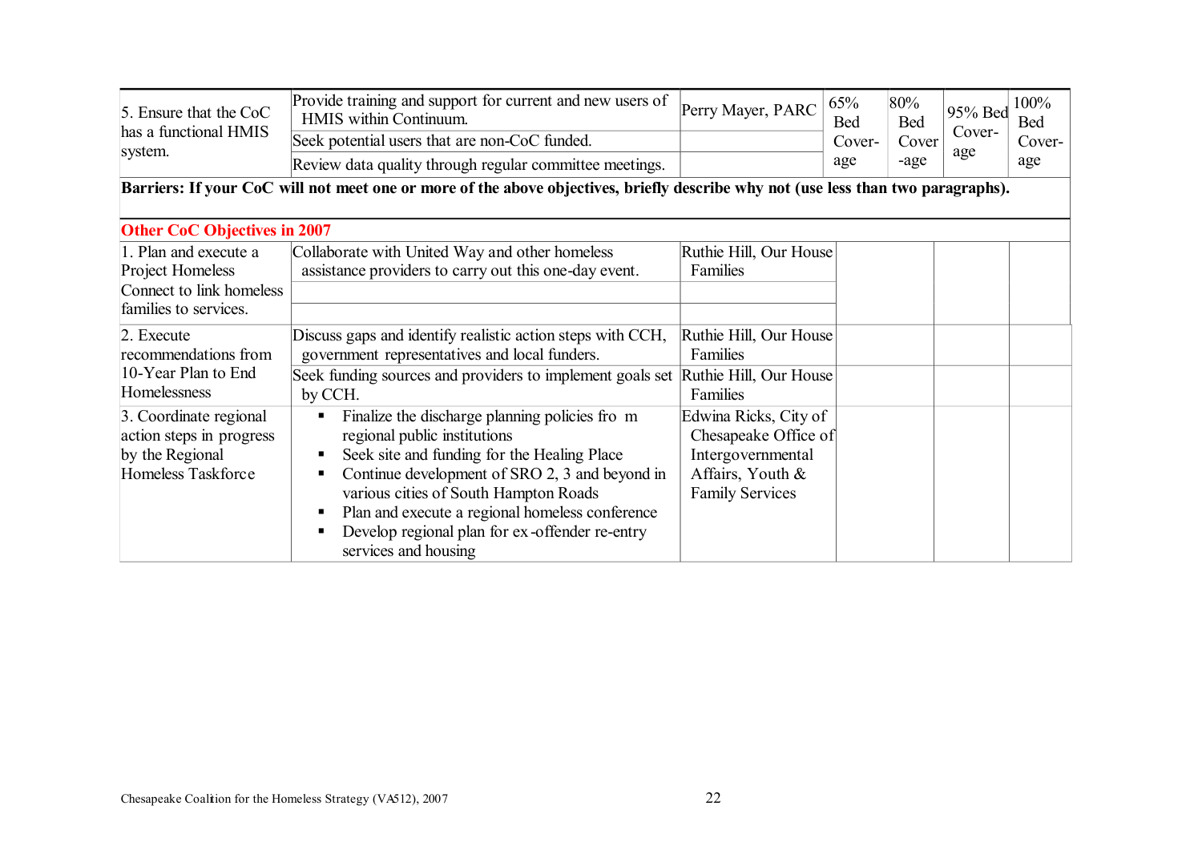| | | | | | | |
|---|---|---|---|---|---|---|
| 5. Ensure that the CoC has a functional HMIS system. | Provide training and support for current and new users of HMIS within Continuum. | Perry Mayer, PARC | 65% Bed Cover-age | 80% Bed Cover-age | 95% Bed Cover-age | 100% Bed Cover-age |
| | Seek potential users that are non-CoC funded. | | | | | |
| | Review data quality through regular committee meetings. | | | | | |

**Barriers: If your CoC will not meet one or more of the above objectives, briefly describe why not (use less than two paragraphs).**

**Other CoC Objectives in 2007**

| | | | | | |
|---|---|---|---|---|---|
| 1. Plan and execute a Project Homeless Connect to link homeless families to services. | Collaborate with United Way and other homeless assistance providers to carry out this one-day event. | Ruthie Hill, Our House Families | | | |
| | | | | | |
| 2. Execute recommendations from 10-Year Plan to End Homelessness | Discuss gaps and identify realistic action steps with CCH, government representatives and local funders. | Ruthie Hill, Our House Families | | | |
| | Seek funding sources and providers to implement goals set by CCH. | Ruthie Hill, Our House Families | | | |
| 3. Coordinate regional action steps in progress by the Regional Homeless Taskforce | ▪ Finalize the discharge planning policies fro m regional public institutions<br>▪ Seek site and funding for the Healing Place<br>▪ Continue development of SRO 2, 3 and beyond in various cities of South Hampton Roads<br>▪ Plan and execute a regional homeless conference<br>▪ Develop regional plan for ex-offender re-entry services and housing | Edwina Ricks, City of Chesapeake Office of Intergovernmental Affairs, Youth & Family Services | | | |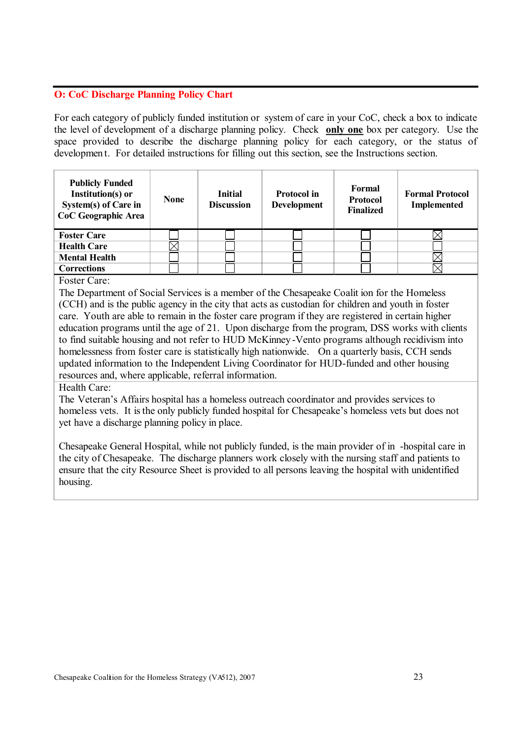## O: CoC Discharge Planning Policy Chart

For each category of publicly funded institution or system of care in your CoC, check a box to indicate the level of development of a discharge planning policy. Check **only one** box per category. Use the space provided to describe the discharge planning policy for each category, or the status of development. For detailed instructions for filling out this section, see the Instructions section.

| Publicly Funded Institution(s) or System(s) of Care in CoC Geographic Area | None | Initial Discussion | Protocol in Development | Formal Protocol Finalized | Formal Protocol Implemented |
|---|---|---|---|---|---|
| **Foster Care** | ☐ | ☐ | ☐ | ☐ | ☒ |
| **Health Care** | ☒ | ☐ | ☐ | ☐ | ☐ |
| **Mental Health** | ☐ | ☐ | ☐ | ☐ | ☒ |
| **Corrections** | ☐ | ☐ | ☐ | ☐ | ☒ |

Foster Care:

The Department of Social Services is a member of the Chesapeake Coalition for the Homeless (CCH) and is the public agency in the city that acts as custodian for children and youth in foster care. Youth are able to remain in the foster care program if they are registered in certain higher education programs until the age of 21. Upon discharge from the program, DSS works with clients to find suitable housing and not refer to HUD McKinney-Vento programs although recidivism into homelessness from foster care is statistically high nationwide. On a quarterly basis, CCH sends updated information to the Independent Living Coordinator for HUD-funded and other housing resources and, where applicable, referral information.

Health Care:

The Veteran's Affairs hospital has a homeless outreach coordinator and provides services to homeless vets. It is the only publicly funded hospital for Chesapeake's homeless vets but does not yet have a discharge planning policy in place.

Chesapeake General Hospital, while not publicly funded, is the main provider of in -hospital care in the city of Chesapeake. The discharge planners work closely with the nursing staff and patients to ensure that the city Resource Sheet is provided to all persons leaving the hospital with unidentified housing.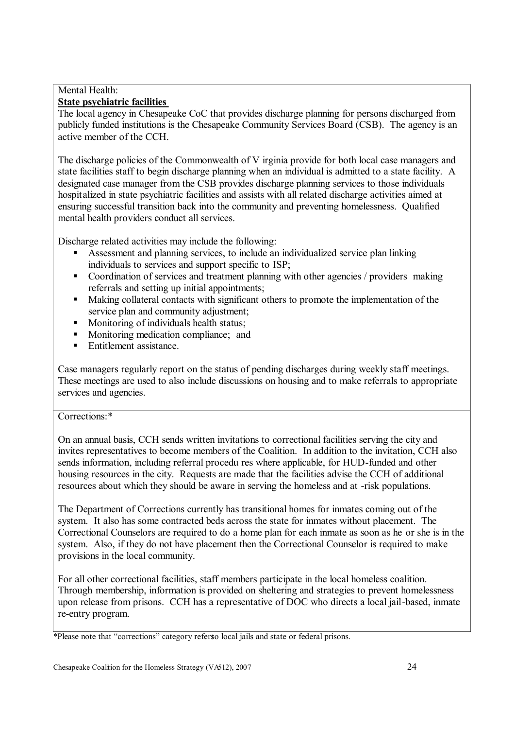Mental Health:

**State psychiatric facilities**

The local agency in Chesapeake CoC that provides discharge planning for persons discharged from publicly funded institutions is the Chesapeake Community Services Board (CSB). The agency is an active member of the CCH.

The discharge policies of the Commonwealth of Virginia provide for both local case managers and state facilities staff to begin discharge planning when an individual is admitted to a state facility. A designated case manager from the CSB provides discharge planning services to those individuals hospitalized in state psychiatric facilities and assists with all related discharge activities aimed at ensuring successful transition back into the community and preventing homelessness. Qualified mental health providers conduct all services.

Discharge related activities may include the following:

- Assessment and planning services, to include an individualized service plan linking individuals to services and support specific to ISP;
- Coordination of services and treatment planning with other agencies / providers making referrals and setting up initial appointments;
- Making collateral contacts with significant others to promote the implementation of the service plan and community adjustment;
- Monitoring of individuals health status;
- Monitoring medication compliance; and
- Entitlement assistance.

Case managers regularly report on the status of pending discharges during weekly staff meetings. These meetings are used to also include discussions on housing and to make referrals to appropriate services and agencies.

Corrections:*

On an annual basis, CCH sends written invitations to correctional facilities serving the city and invites representatives to become members of the Coalition. In addition to the invitation, CCH also sends information, including referral procedures where applicable, for HUD-funded and other housing resources in the city. Requests are made that the facilities advise the CCH of additional resources about which they should be aware in serving the homeless and at-risk populations.

The Department of Corrections currently has transitional homes for inmates coming out of the system. It also has some contracted beds across the state for inmates without placement. The Correctional Counselors are required to do a home plan for each inmate as soon as he or she is in the system. Also, if they do not have placement then the Correctional Counselor is required to make provisions in the local community.

For all other correctional facilities, staff members participate in the local homeless coalition. Through membership, information is provided on sheltering and strategies to prevent homelessness upon release from prisons. CCH has a representative of DOC who directs a local jail-based, inmate re-entry program.

*Please note that "corrections" category refers to local jails and state or federal prisons.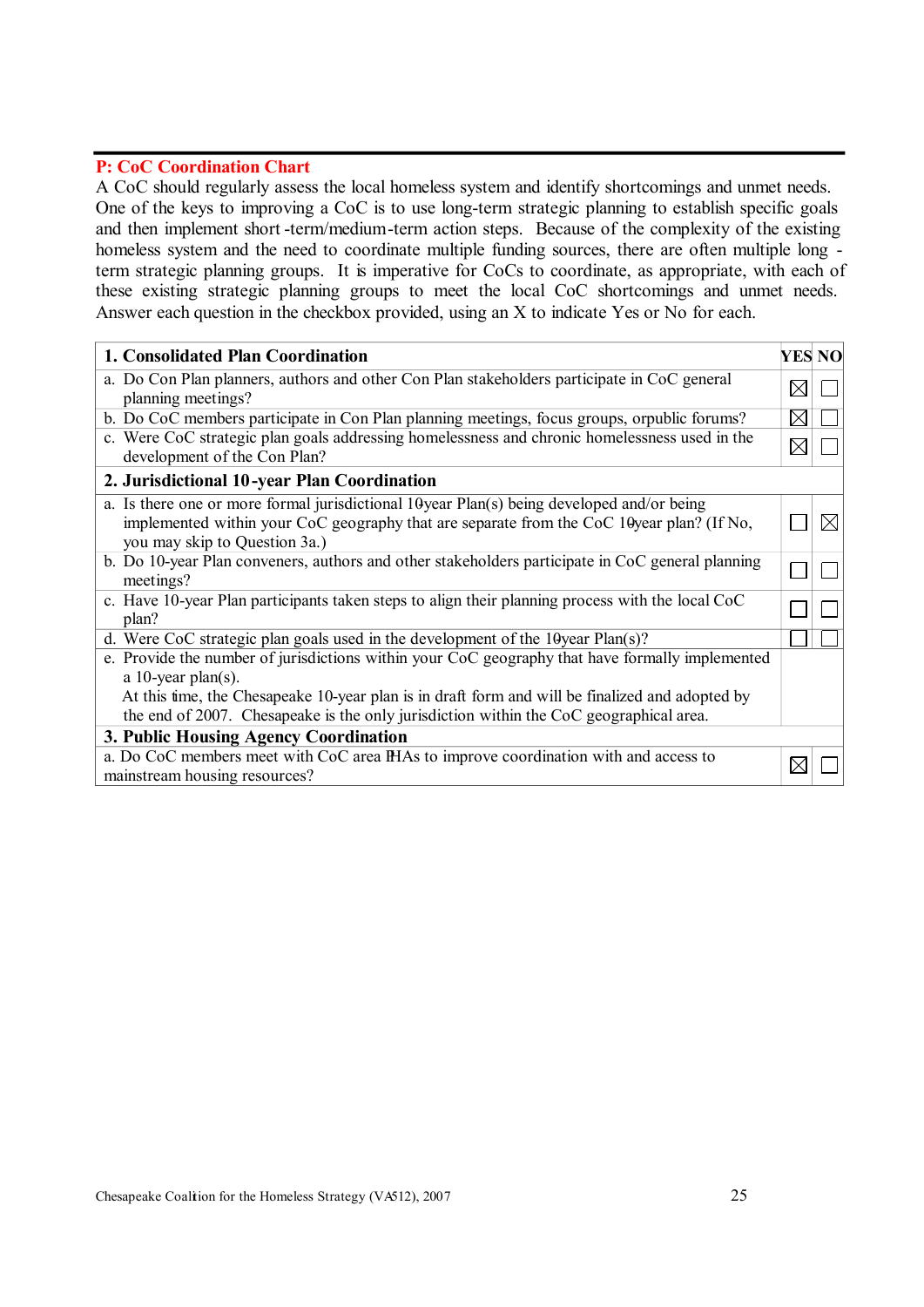## P: CoC Coordination Chart

A CoC should regularly assess the local homeless system and identify shortcomings and unmet needs. One of the keys to improving a CoC is to use long-term strategic planning to establish specific goals and then implement short-term/medium-term action steps. Because of the complexity of the existing homeless system and the need to coordinate multiple funding sources, there are often multiple long-term strategic planning groups. It is imperative for CoCs to coordinate, as appropriate, with each of these existing strategic planning groups to meet the local CoC shortcomings and unmet needs. Answer each question in the checkbox provided, using an X to indicate Yes or No for each.

| **1. Consolidated Plan Coordination** | **YES** | **NO** |
|---|---|---|
| a. Do Con Plan planners, authors and other Con Plan stakeholders participate in CoC general planning meetings? | X | |
| b. Do CoC members participate in Con Plan planning meetings, focus groups, or public forums? | X | |
| c. Were CoC strategic plan goals addressing homelessness and chronic homelessness used in the development of the Con Plan? | X | |
| **2. Jurisdictional 10-year Plan Coordination** | | |
| a. Is there one or more formal jurisdictional 10-year Plan(s) being developed and/or being implemented within your CoC geography that are separate from the CoC 10-year plan? (If No, you may skip to Question 3a.) | | X |
| b. Do 10-year Plan conveners, authors and other stakeholders participate in CoC general planning meetings? | | |
| c. Have 10-year Plan participants taken steps to align their planning process with the local CoC plan? | | |
| d. Were CoC strategic plan goals used in the development of the 10-year Plan(s)? | | |
| e. Provide the number of jurisdictions within your CoC geography that have formally implemented a 10-year plan(s).<br>At this time, the Chesapeake 10-year plan is in draft form and will be finalized and adopted by the end of 2007. Chesapeake is the only jurisdiction within the CoC geographical area. | | |
| **3. Public Housing Agency Coordination** | | |
| a. Do CoC members meet with CoC area PHAs to improve coordination with and access to mainstream housing resources? | X | |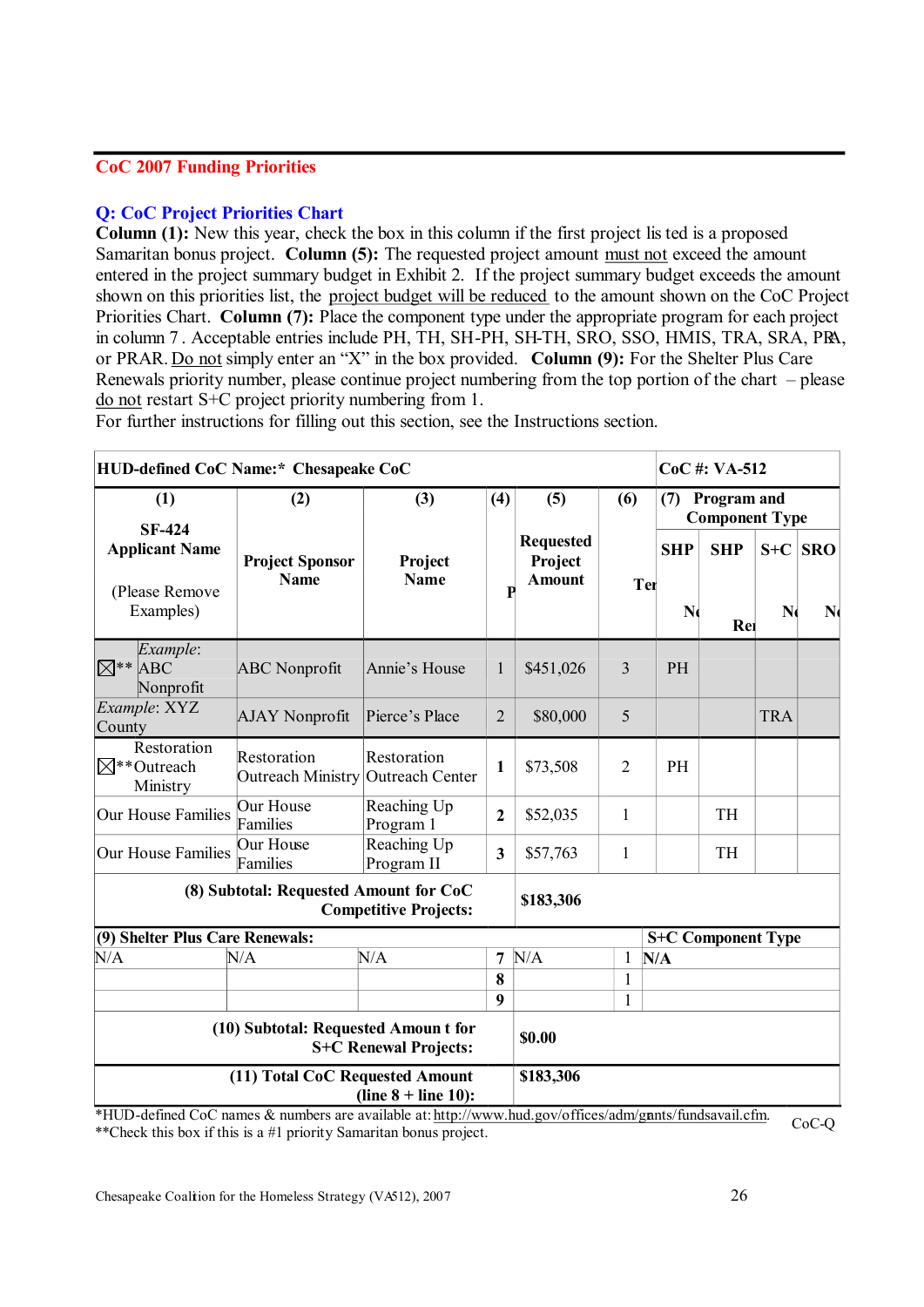## CoC 2007 Funding Priorities

### Q: CoC Project Priorities Chart

**Column (1):** New this year, check the box in this column if the first project listed is a proposed Samaritan bonus project. **Column (5):** The requested project amount must not exceed the amount entered in the project summary budget in Exhibit 2. If the project summary budget exceeds the amount shown on this priorities list, the project budget will be reduced to the amount shown on the CoC Project Priorities Chart. **Column (7):** Place the component type under the appropriate program for each project in column 7. Acceptable entries include PH, TH, SH-PH, SH-TH, SRO, SSO, HMIS, TRA, SRA, PRA, or PRAR. Do not simply enter an "X" in the box provided. **Column (9):** For the Shelter Plus Care Renewals priority number, please continue project numbering from the top portion of the chart – please do not restart S+C project priority numbering from 1.

For further instructions for filling out this section, see the Instructions section.

| HUD-defined CoC Name:* Chesapeake CoC | | | | | | CoC #: VA-512 | | | |
|---|---|---|---|---|---|---|---|---|---|
| (1) SF-424 Applicant Name (Please Remove Examples) | (2) Project Sponsor Name | (3) Project Name | (4) P | (5) Requested Project Amount | (6) Ter | (7) Program and Component Type | | | |
| | | | | | | SHP N | SHP Re | S+C N | SRO N |
| ☒** *Example*: ABC Nonprofit | ABC Nonprofit | Annie's House | 1 | $451,026 | 3 | PH | | | |
| *Example*: XYZ County | AJAY Nonprofit | Pierce's Place | 2 | $80,000 | 5 | | | TRA | |
| ☒** Restoration Outreach Ministry | Restoration Outreach Ministry | Restoration Outreach Center | **1** | $73,508 | 2 | PH | | | |
| Our House Families | Our House Families | Reaching Up Program 1 | **2** | $52,035 | 1 | | TH | | |
| Our House Families | Our House Families | Reaching Up Program II | **3** | $57,763 | 1 | | TH | | |
| **(8) Subtotal: Requested Amount for CoC Competitive Projects:** | | | | **$183,306** | | | | | |
| **(9) Shelter Plus Care Renewals:** | | | | | | **S+C Component Type** | | | |
| N/A | N/A | N/A | **7** | N/A | 1 | **N/A** | | | |
| | | | **8** | | 1 | | | | |
| | | | **9** | | 1 | | | | |
| **(10) Subtotal: Requested Amount for S+C Renewal Projects:** | | | | **$0.00** | | | | | |
| **(11) Total CoC Requested Amount (line 8 + line 10):** | | | | **$183,306** | | | | | |

*HUD-defined CoC names & numbers are available at: http://www.hud.gov/offices/adm/grants/fundsavail.cfm.

**Check this box if this is a #1 priority Samaritan bonus project.

CoC-Q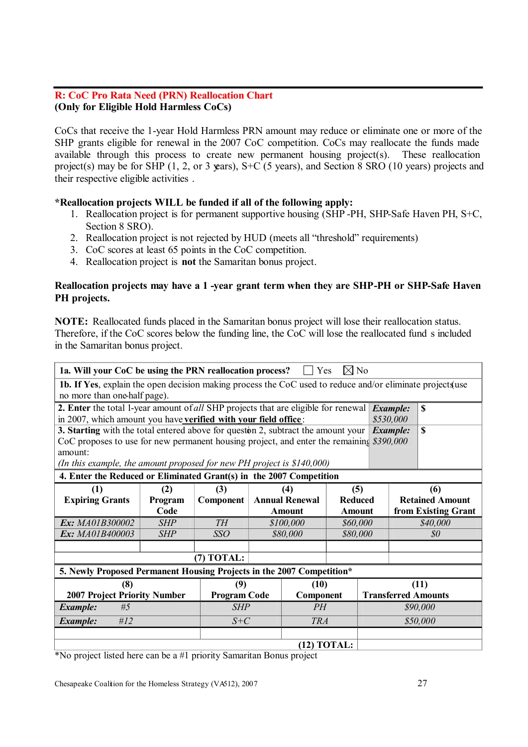## R: CoC Pro Rata Need (PRN) Reallocation Chart

**(Only for Eligible Hold Harmless CoCs)**

CoCs that receive the 1-year Hold Harmless PRN amount may reduce or eliminate one or more of the SHP grants eligible for renewal in the 2007 CoC competition. CoCs may reallocate the funds made available through this process to create new permanent housing project(s). These reallocation project(s) may be for SHP (1, 2, or 3 years), S+C (5 years), and Section 8 SRO (10 years) projects and their respective eligible activities .

**\*Reallocation projects WILL be funded if all of the following apply:**

1. Reallocation project is for permanent supportive housing (SHP -PH, SHP-Safe Haven PH, S+C, Section 8 SRO).
2. Reallocation project is not rejected by HUD (meets all "threshold" requirements)
3. CoC scores at least 65 points in the CoC competition.
4. Reallocation project is **not** the Samaritan bonus project.

**Reallocation projects may have a 1 -year grant term when they are SHP-PH or SHP-Safe Haven PH projects.**

**NOTE:** Reallocated funds placed in the Samaritan bonus project will lose their reallocation status. Therefore, if the CoC scores below the funding line, the CoC will lose the reallocated fund s included in the Samaritan bonus project.

| **1a. Will your CoC be using the PRN reallocation process?** ☐ Yes ☒ No | | |
|---|---|---|
| **1b. If Yes**, explain the open decision making process the CoC used to reduce and/or eliminate projects (use no more than one-half page). | | |
| **2. Enter** the total 1-year amount of *all* SHP projects that are eligible for renewal in 2007, which amount you have **verified with your field office**: | ***Example:*** *$530,000* | $ |
| **3. Starting** with the total entered above for question 2, subtract the amount your CoC proposes to use for new permanent housing project, and enter the remaining amount:<br>*(In this example, the amount proposed for new PH project is $140,000)* | ***Example:*** *$390,000* | $ |

**4. Enter the Reduced or Eliminated Grant(s) in the 2007 Competition**

| (1) Expiring Grants | (2) Program Code | (3) Component | (4) Annual Renewal Amount | (5) Reduced Amount | (6) Retained Amount from Existing Grant |
|---|---|---|---|---|---|
| ***Ex:*** *MA01B300002* | *SHP* | *TH* | *$100,000* | *$60,000* | *$40,000* |
| ***Ex:*** *MA01B400003* | *SHP* | *SSO* | *$80,000* | *$80,000* | *$0* |
| | | | | | |
| | | **(7) TOTAL:** | | | |

**5. Newly Proposed Permanent Housing Projects in the 2007 Competition\***

| (8) 2007 Project Priority Number | (9) Program Code | (10) Component | (11) Transferred Amounts |
|---|---|---|---|
| ***Example:*** *#5* | *SHP* | *PH* | *$90,000* |
| ***Example:*** *#12* | *S+C* | *TRA* | *$50,000* |
| | | | |
| | | **(12) TOTAL:** | |

\*No project listed here can be a #1 priority Samaritan Bonus project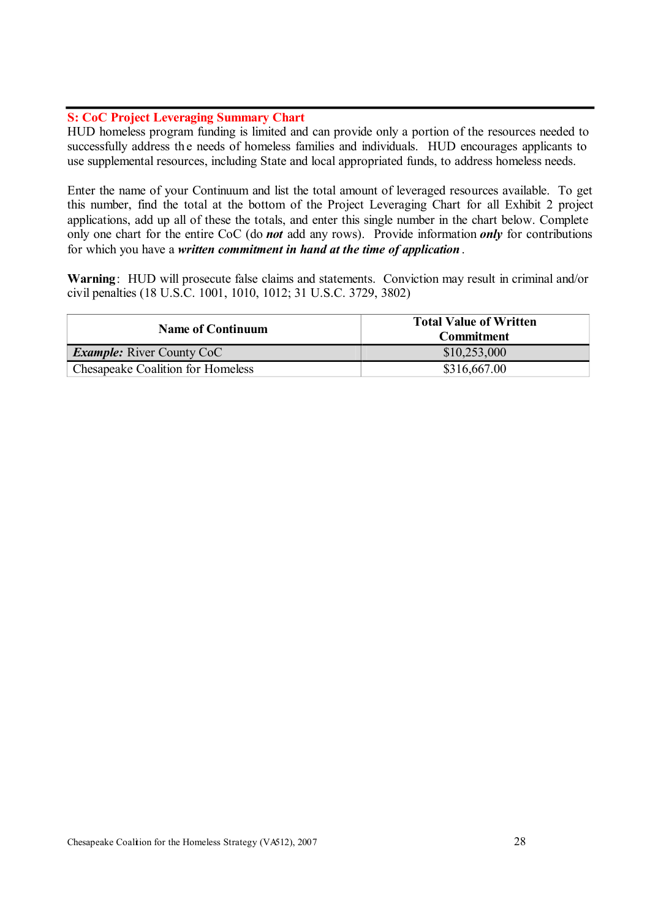## S: CoC Project Leveraging Summary Chart

HUD homeless program funding is limited and can provide only a portion of the resources needed to successfully address the needs of homeless families and individuals. HUD encourages applicants to use supplemental resources, including State and local appropriated funds, to address homeless needs.

Enter the name of your Continuum and list the total amount of leveraged resources available. To get this number, find the total at the bottom of the Project Leveraging Chart for all Exhibit 2 project applications, add up all of these the totals, and enter this single number in the chart below. Complete only one chart for the entire CoC (do ***not*** add any rows). Provide information ***only*** for contributions for which you have a ***written commitment in hand at the time of application***.

**Warning**: HUD will prosecute false claims and statements. Conviction may result in criminal and/or civil penalties (18 U.S.C. 1001, 1010, 1012; 31 U.S.C. 3729, 3802)

| Name of Continuum | Total Value of Written Commitment |
|---|---|
| ***Example:*** River County CoC | $10,253,000 |
| Chesapeake Coalition for Homeless | $316,667.00 |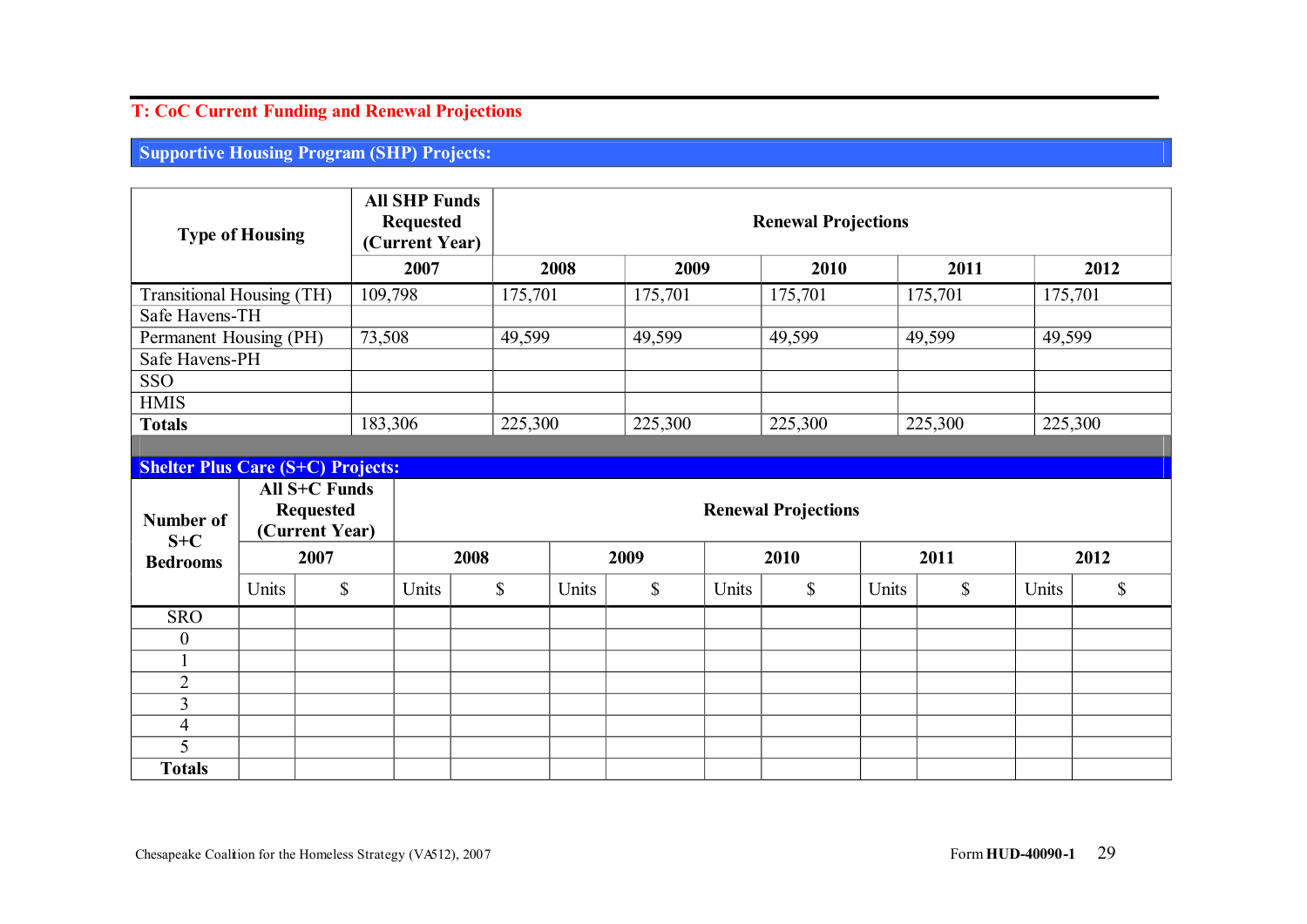## T: CoC Current Funding and Renewal Projections

### Supportive Housing Program (SHP) Projects:

| Type of Housing | All SHP Funds Requested (Current Year) | Renewal Projections | | | | |
|---|---|---|---|---|---|---|
| | 2007 | 2008 | 2009 | 2010 | 2011 | 2012 |
| Transitional Housing (TH) | 109,798 | 175,701 | 175,701 | 175,701 | 175,701 | 175,701 |
| Safe Havens-TH | | | | | | |
| Permanent Housing (PH) | 73,508 | 49,599 | 49,599 | 49,599 | 49,599 | 49,599 |
| Safe Havens-PH | | | | | | |
| SSO | | | | | | |
| HMIS | | | | | | |
| **Totals** | 183,306 | 225,300 | 225,300 | 225,300 | 225,300 | 225,300 |

### Shelter Plus Care (S+C) Projects:

| Number of S+C Bedrooms | All S+C Funds Requested (Current Year) | | Renewal Projections | | | | | | | | | |
|---|---|---|---|---|---|---|---|---|---|---|---|---|
| | 2007 | | 2008 | | 2009 | | 2010 | | 2011 | | 2012 | |
| | Units | $ | Units | $ | Units | $ | Units | $ | Units | $ | Units | $ |
| SRO | | | | | | | | | | | | |
| 0 | | | | | | | | | | | | |
| 1 | | | | | | | | | | | | |
| 2 | | | | | | | | | | | | |
| 3 | | | | | | | | | | | | |
| 4 | | | | | | | | | | | | |
| 5 | | | | | | | | | | | | |
| **Totals** | | | | | | | | | | | | |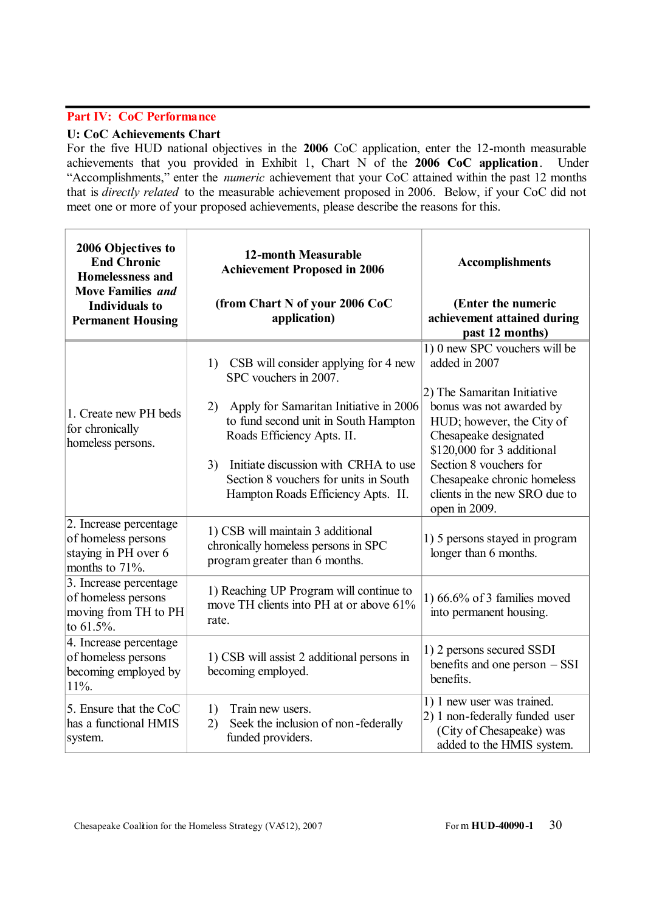## Part IV: CoC Performance

**U: CoC Achievements Chart**

For the five HUD national objectives in the **2006** CoC application, enter the 12-month measurable achievements that you provided in Exhibit 1, Chart N of the **2006 CoC application**. Under "Accomplishments," enter the *numeric* achievement that your CoC attained within the past 12 months that is *directly related* to the measurable achievement proposed in 2006. Below, if your CoC did not meet one or more of your proposed achievements, please describe the reasons for this.

| **2006 Objectives to End Chronic Homelessness and Move Families *and* Individuals to Permanent Housing** | **12-month Measurable Achievement Proposed in 2006**<br><br>**(from Chart N of your 2006 CoC application)** | **Accomplishments**<br><br>**(Enter the numeric achievement attained during past 12 months)** |
|---|---|---|
| 1. Create new PH beds for chronically homeless persons. | 1) CSB will consider applying for 4 new SPC vouchers in 2007.<br><br>2) Apply for Samaritan Initiative in 2006 to fund second unit in South Hampton Roads Efficiency Apts. II.<br><br>3) Initiate discussion with CRHA to use Section 8 vouchers for units in South Hampton Roads Efficiency Apts. II. | 1) 0 new SPC vouchers will be added in 2007<br><br>2) The Samaritan Initiative bonus was not awarded by HUD; however, the City of Chesapeake designated $120,000 for 3 additional Section 8 vouchers for Chesapeake chronic homeless clients in the new SRO due to open in 2009. |
| 2. Increase percentage of homeless persons staying in PH over 6 months to 71%. | 1) CSB will maintain 3 additional chronically homeless persons in SPC program greater than 6 months. | 1) 5 persons stayed in program longer than 6 months. |
| 3. Increase percentage of homeless persons moving from TH to PH to 61.5%. | 1) Reaching UP Program will continue to move TH clients into PH at or above 61% rate. | 1) 66.6% of 3 families moved into permanent housing. |
| 4. Increase percentage of homeless persons becoming employed by 11%. | 1) CSB will assist 2 additional persons in becoming employed. | 1) 2 persons secured SSDI benefits and one person – SSI benefits. |
| 5. Ensure that the CoC has a functional HMIS system. | 1) Train new users.<br>2) Seek the inclusion of non-federally funded providers. | 1) 1 new user was trained.<br>2) 1 non-federally funded user (City of Chesapeake) was added to the HMIS system. |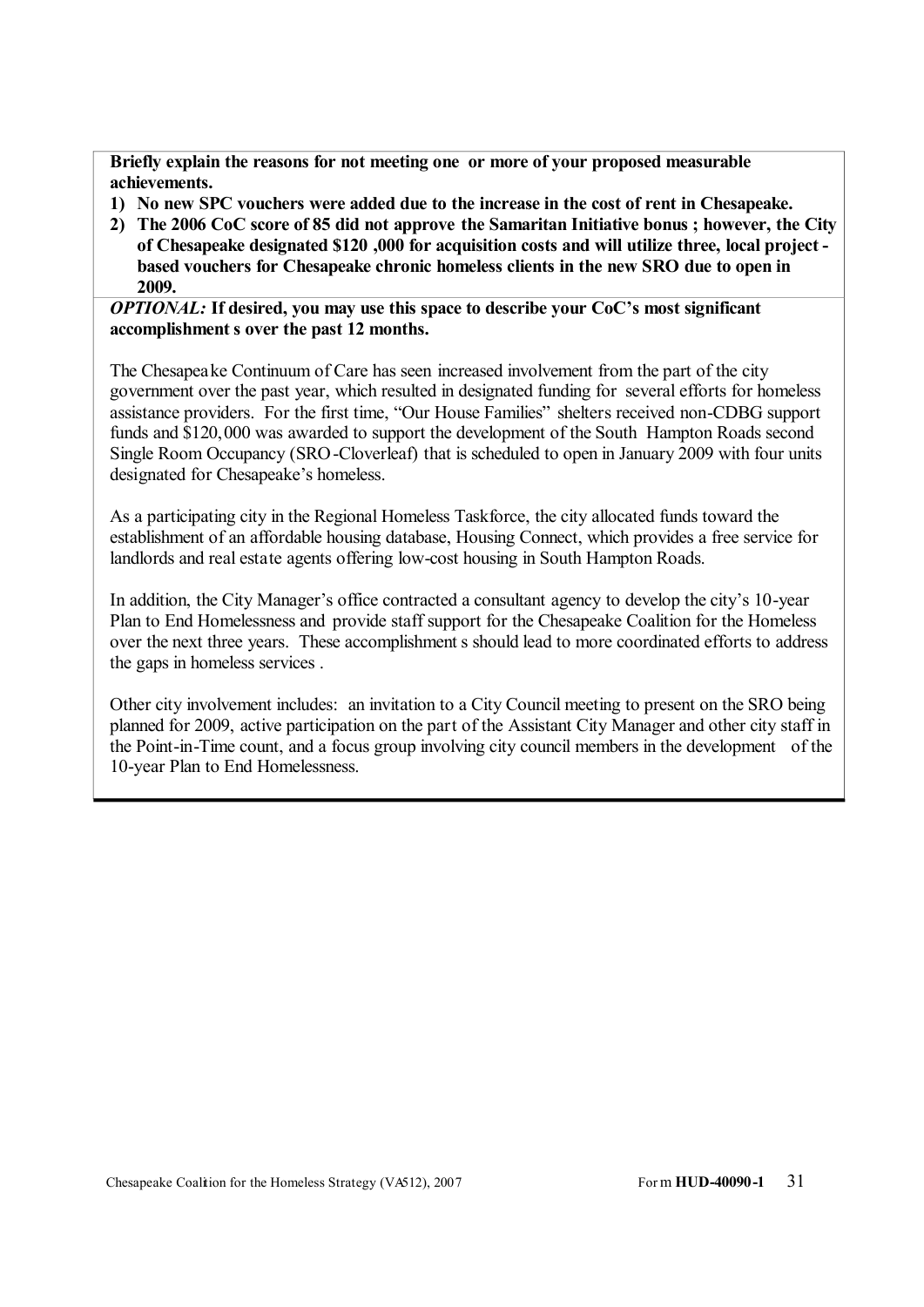**Briefly explain the reasons for not meeting one or more of your proposed measurable achievements.**

1) **No new SPC vouchers were added due to the increase in the cost of rent in Chesapeake.**
2) **The 2006 CoC score of 85 did not approve the Samaritan Initiative bonus ; however, the City of Chesapeake designated $120 ,000 for acquisition costs and will utilize three, local project - based vouchers for Chesapeake chronic homeless clients in the new SRO due to open in 2009.**

***OPTIONAL:*** **If desired, you may use this space to describe your CoC's most significant accomplishment s over the past 12 months.**

The Chesapeake Continuum of Care has seen increased involvement from the part of the city government over the past year, which resulted in designated funding for several efforts for homeless assistance providers. For the first time, "Our House Families" shelters received non-CDBG support funds and $120,000 was awarded to support the development of the South Hampton Roads second Single Room Occupancy (SRO-Cloverleaf) that is scheduled to open in January 2009 with four units designated for Chesapeake's homeless.

As a participating city in the Regional Homeless Taskforce, the city allocated funds toward the establishment of an affordable housing database, Housing Connect, which provides a free service for landlords and real estate agents offering low-cost housing in South Hampton Roads.

In addition, the City Manager's office contracted a consultant agency to develop the city's 10-year Plan to End Homelessness and provide staff support for the Chesapeake Coalition for the Homeless over the next three years. These accomplishment s should lead to more coordinated efforts to address the gaps in homeless services .

Other city involvement includes: an invitation to a City Council meeting to present on the SRO being planned for 2009, active participation on the part of the Assistant City Manager and other city staff in the Point-in-Time count, and a focus group involving city council members in the development of the 10-year Plan to End Homelessness.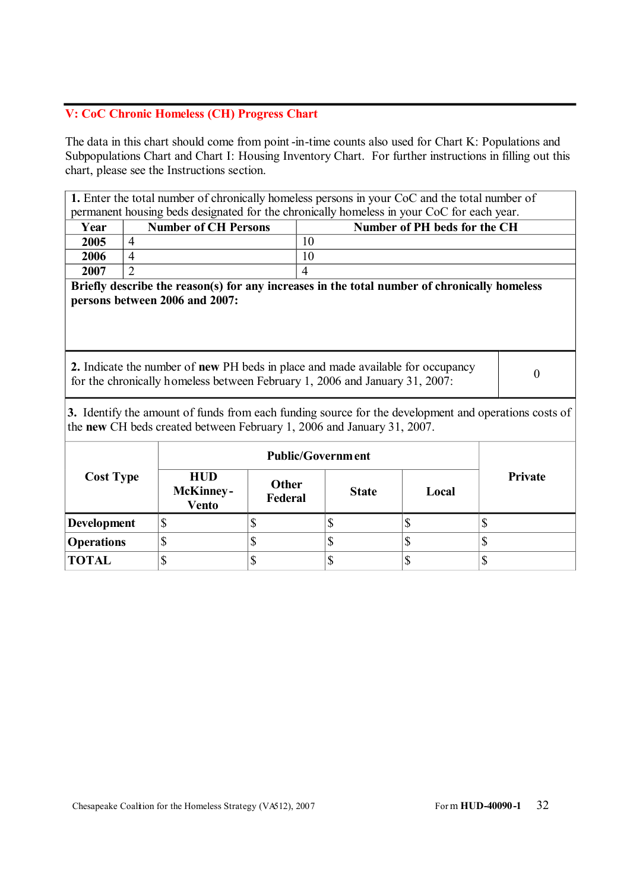## V: CoC Chronic Homeless (CH) Progress Chart

The data in this chart should come from point-in-time counts also used for Chart K: Populations and Subpopulations Chart and Chart I: Housing Inventory Chart. For further instructions in filling out this chart, please see the Instructions section.

**1.** Enter the total number of chronically homeless persons in your CoC and the total number of permanent housing beds designated for the chronically homeless in your CoC for each year.

| Year | Number of CH Persons | Number of PH beds for the CH |
|---|---|---|
| **2005** | 4 | 10 |
| **2006** | 4 | 10 |
| **2007** | 2 | 4 |

**Briefly describe the reason(s) for any increases in the total number of chronically homeless persons between 2006 and 2007:**

| **2.** Indicate the number of **new** PH beds in place and made available for occupancy for the chronically homeless between February 1, 2006 and January 31, 2007: | 0 |
|---|---|

**3.** Identify the amount of funds from each funding source for the development and operations costs of the **new** CH beds created between February 1, 2006 and January 31, 2007.

| Cost Type | Public/Government | | | | Private |
|---|---|---|---|---|---|
| | HUD McKinney-Vento | Other Federal | State | Local | |
| **Development** | $ | $ | $ | $ | $ |
| **Operations** | $ | $ | $ | $ | $ |
| **TOTAL** | $ | $ | $ | $ | $ |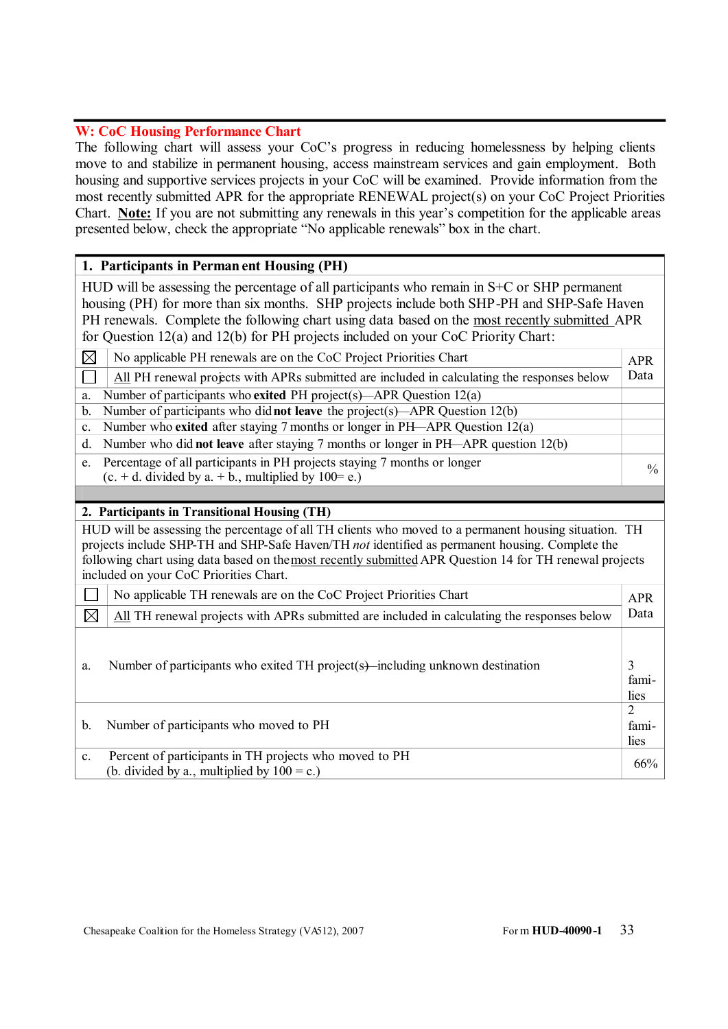## W: CoC Housing Performance Chart

The following chart will assess your CoC's progress in reducing homelessness by helping clients move to and stabilize in permanent housing, access mainstream services and gain employment. Both housing and supportive services projects in your CoC will be examined. Provide information from the most recently submitted APR for the appropriate RENEWAL project(s) on your CoC Project Priorities Chart. **Note:** If you are not submitting any renewals in this year's competition for the applicable areas presented below, check the appropriate "No applicable renewals" box in the chart.

| **1. Participants in Permanent Housing (PH)** | | |
|---|---|---|
| HUD will be assessing the percentage of all participants who remain in S+C or SHP permanent housing (PH) for more than six months. SHP projects include both SHP-PH and SHP-Safe Haven PH renewals. Complete the following chart using data based on the most recently submitted APR for Question 12(a) and 12(b) for PH projects included on your CoC Priority Chart: | | |
| ☒ | No applicable PH renewals are on the CoC Project Priorities Chart | APR Data |
| ☐ | All PH renewal projects with APRs submitted are included in calculating the responses below | |
| a. | Number of participants who **exited** PH project(s)—APR Question 12(a) | |
| b. | Number of participants who did **not leave** the project(s)—APR Question 12(b) | |
| c. | Number who **exited** after staying 7 months or longer in PH—APR Question 12(a) | |
| d. | Number who did **not leave** after staying 7 months or longer in PH—APR question 12(b) | |
| e. | Percentage of all participants in PH projects staying 7 months or longer (c. + d. divided by a. + b., multiplied by 100= e.) | % |

| **2. Participants in Transitional Housing (TH)** | | |
|---|---|---|
| HUD will be assessing the percentage of all TH clients who moved to a permanent housing situation. TH projects include SHP-TH and SHP-Safe Haven/TH *not* identified as permanent housing. Complete the following chart using data based on the most recently submitted APR Question 14 for TH renewal projects included on your CoC Priorities Chart. | | |
| ☐ | No applicable TH renewals are on the CoC Project Priorities Chart | APR Data |
| ☒ | All TH renewal projects with APRs submitted are included in calculating the responses below | |
| a. | Number of participants who exited TH project(s)—including unknown destination | 3 families |
| b. | Number of participants who moved to PH | 2 families |
| c. | Percent of participants in TH projects who moved to PH (b. divided by a., multiplied by 100 = c.) | 66% |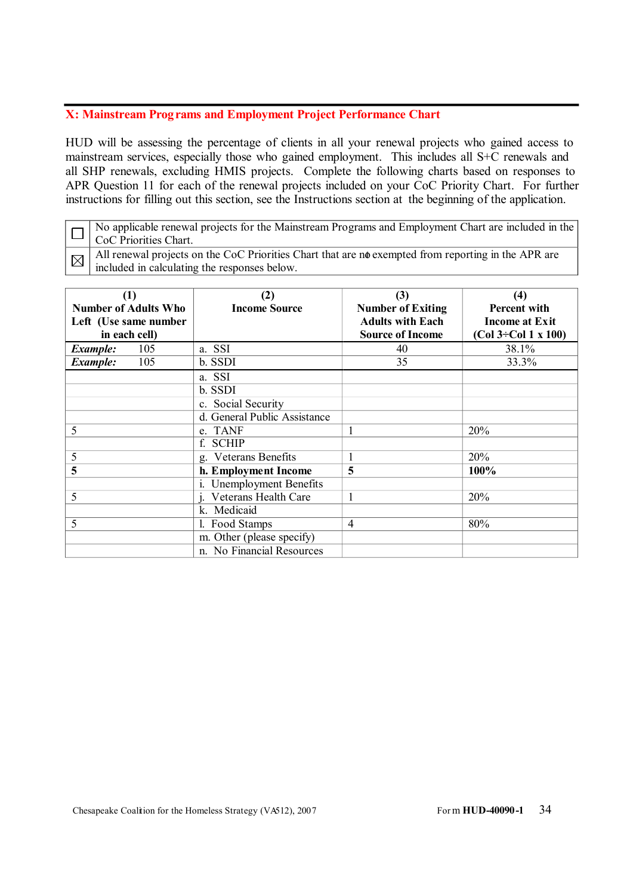## X: Mainstream Programs and Employment Project Performance Chart

HUD will be assessing the percentage of clients in all your renewal projects who gained access to mainstream services, especially those who gained employment. This includes all S+C renewals and all SHP renewals, excluding HMIS projects. Complete the following charts based on responses to APR Question 11 for each of the renewal projects included on your CoC Priority Chart. For further instructions for filling out this section, see the Instructions section at the beginning of the application.

| | |
|---|---|
| ☐ | No applicable renewal projects for the Mainstream Programs and Employment Chart are included in the CoC Priorities Chart. |
| ☒ | All renewal projects on the CoC Priorities Chart that are not exempted from reporting in the APR are included in calculating the responses below. |

| (1) Number of Adults Who Left (Use same number in each cell) | (2) Income Source | (3) Number of Exiting Adults with Each Source of Income | (4) Percent with Income at Exit (Col 3÷Col 1 x 100) |
|---|---|---|---|
| *Example:* 105 | a. SSI | 40 | 38.1% |
| *Example:* 105 | b. SSDI | 35 | 33.3% |
| | a. SSI | | |
| | b. SSDI | | |
| | c. Social Security | | |
| | d. General Public Assistance | | |
| 5 | e. TANF | 1 | 20% |
| | f. SCHIP | | |
| 5 | g. Veterans Benefits | 1 | 20% |
| **5** | **h. Employment Income** | **5** | **100%** |
| | i. Unemployment Benefits | | |
| 5 | j. Veterans Health Care | 1 | 20% |
| | k. Medicaid | | |
| 5 | l. Food Stamps | 4 | 80% |
| | m. Other (please specify) | | |
| | n. No Financial Resources | | |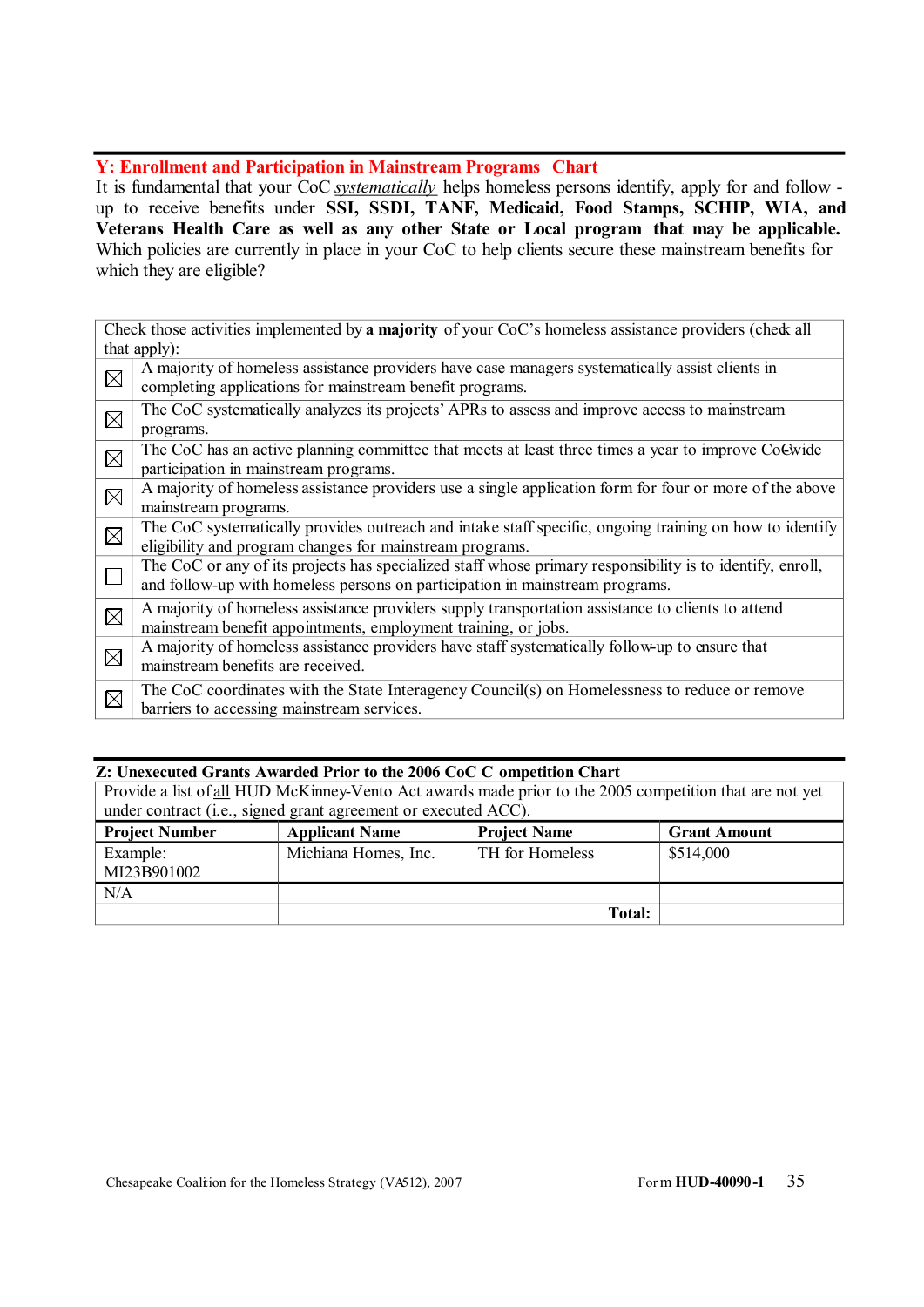## Y: Enrollment and Participation in Mainstream Programs Chart

It is fundamental that your CoC *systematically* helps homeless persons identify, apply for and follow-up to receive benefits under **SSI, SSDI, TANF, Medicaid, Food Stamps, SCHIP, WIA, and Veterans Health Care as well as any other State or Local program that may be applicable.** Which policies are currently in place in your CoC to help clients secure these mainstream benefits for which they are eligible?

| Check those activities implemented by **a majority** of your CoC's homeless assistance providers (check all that apply): | |
|---|---|
| ☒ | A majority of homeless assistance providers have case managers systematically assist clients in completing applications for mainstream benefit programs. |
| ☒ | The CoC systematically analyzes its projects' APRs to assess and improve access to mainstream programs. |
| ☒ | The CoC has an active planning committee that meets at least three times a year to improve CoC-wide participation in mainstream programs. |
| ☒ | A majority of homeless assistance providers use a single application form for four or more of the above mainstream programs. |
| ☒ | The CoC systematically provides outreach and intake staff specific, ongoing training on how to identify eligibility and program changes for mainstream programs. |
| ☐ | The CoC or any of its projects has specialized staff whose primary responsibility is to identify, enroll, and follow-up with homeless persons on participation in mainstream programs. |
| ☒ | A majority of homeless assistance providers supply transportation assistance to clients to attend mainstream benefit appointments, employment training, or jobs. |
| ☒ | A majority of homeless assistance providers have staff systematically follow-up to ensure that mainstream benefits are received. |
| ☒ | The CoC coordinates with the State Interagency Council(s) on Homelessness to reduce or remove barriers to accessing mainstream services. |

## Z: Unexecuted Grants Awarded Prior to the 2006 CoC Competition Chart

Provide a list of all HUD McKinney-Vento Act awards made prior to the 2005 competition that are not yet under contract (i.e., signed grant agreement or executed ACC).

| Project Number | Applicant Name | Project Name | Grant Amount |
|---|---|---|---|
| Example: MI23B901002 | Michiana Homes, Inc. | TH for Homeless | $514,000 |
| N/A | | | |
| | | **Total:** | |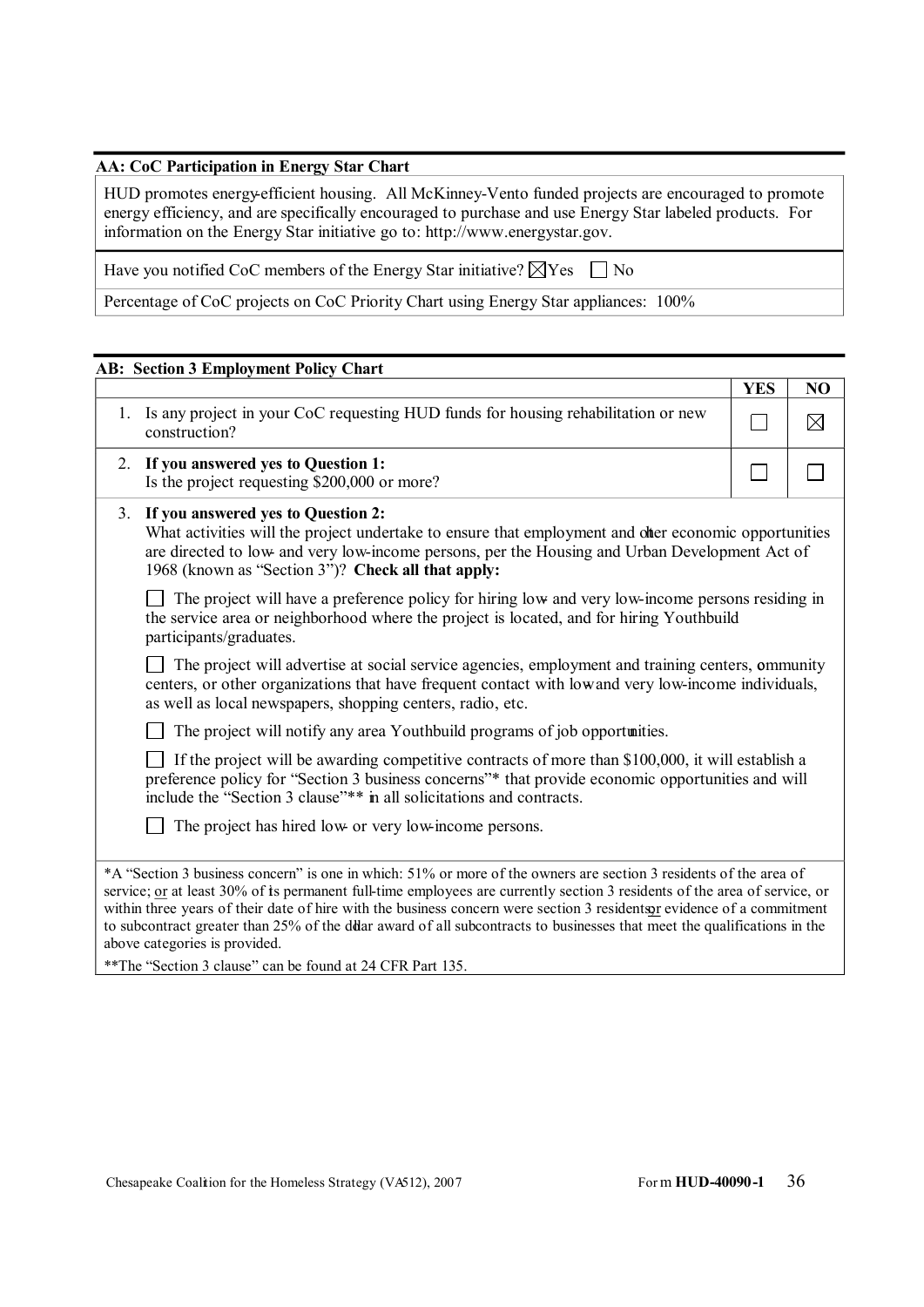**AA: CoC Participation in Energy Star Chart**

HUD promotes energy-efficient housing. All McKinney-Vento funded projects are encouraged to promote energy efficiency, and are specifically encouraged to purchase and use Energy Star labeled products. For information on the Energy Star initiative go to: http://www.energystar.gov.

Have you notified CoC members of the Energy Star initiative? ☒Yes ☐ No

Percentage of CoC projects on CoC Priority Chart using Energy Star appliances: 100%

**AB: Section 3 Employment Policy Chart**

| | YES | NO |
|---|---|---|
| 1. Is any project in your CoC requesting HUD funds for housing rehabilitation or new construction? | ☐ | ☒ |
| 2. **If you answered yes to Question 1:** Is the project requesting $200,000 or more? | ☐ | ☐ |

3. **If you answered yes to Question 2:**
What activities will the project undertake to ensure that employment and other economic opportunities are directed to low- and very low-income persons, per the Housing and Urban Development Act of 1968 (known as "Section 3")? **Check all that apply:**

☐ The project will have a preference policy for hiring low- and very low-income persons residing in the service area or neighborhood where the project is located, and for hiring Youthbuild participants/graduates.

☐ The project will advertise at social service agencies, employment and training centers, community centers, or other organizations that have frequent contact with low- and very low-income individuals, as well as local newspapers, shopping centers, radio, etc.

☐ The project will notify any area Youthbuild programs of job opportunities.

☐ If the project will be awarding competitive contracts of more than $100,000, it will establish a preference policy for "Section 3 business concerns"* that provide economic opportunities and will include the "Section 3 clause"** in all solicitations and contracts.

☐ The project has hired low- or very low-income persons.

*A "Section 3 business concern" is one in which: 51% or more of the owners are section 3 residents of the area of service; or at least 30% of its permanent full-time employees are currently section 3 residents of the area of service, or within three years of their date of hire with the business concern were section 3 residents; or evidence of a commitment to subcontract greater than 25% of the dollar award of all subcontracts to businesses that meet the qualifications in the above categories is provided.

**The "Section 3 clause" can be found at 24 CFR Part 135.